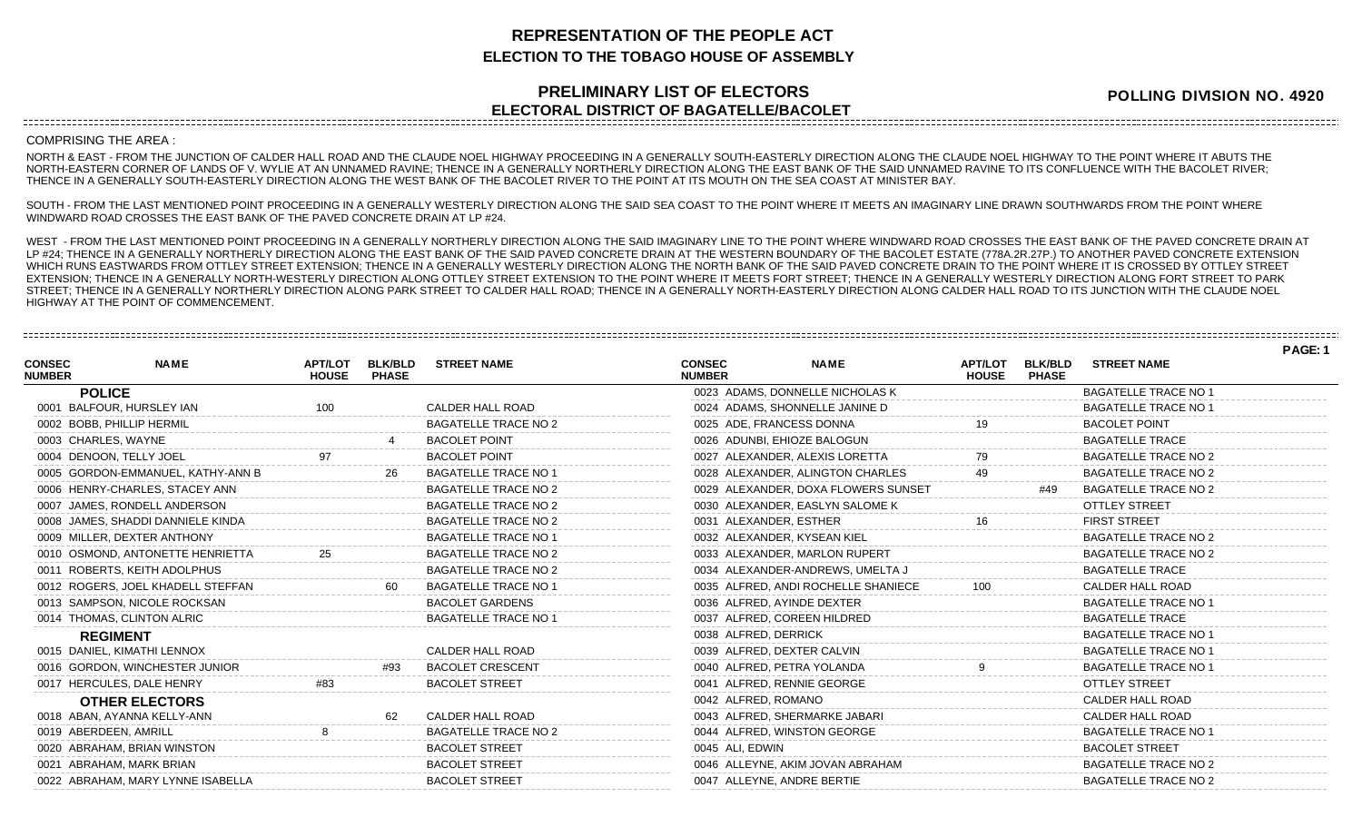# REPRESENTATION OF THE PEOPLE ACT

## ELECTION TO THE TOBAGO HOUSE OF ASSEMBLY

## PRELIMINARY LIST OF ELECTORS

## ELECTORAL DISTRICT OF BAGATELLE/BACOLET

**POLLING DIVISION NO. 4920**

COMPRISING THE AREA :

NORTH & EAST - FROM THE JUNCTION OF CALDER HALL ROAD AND THE CLAUDE NOEL HIGHWAY PROCEEDING IN A GENERALLY SOUTH-EASTERLY DIRECTION ALONG THE CLAUDE NOEL HIGHWAY TO THE POINT WHERE IT ABUTS THE NORTH-EASTERN CORNER OF LANDS OF V. WYLIE AT AN UNNAMED RAVINE; THENCE IN A GENERALLY NORTHERLY DIRECTION ALONG THE EAST BANK OF THE SAID UNNAMED RAVINE TO ITS CONFLUENCE WITH THE BACOLET RIVER; THENCE IN A GENERALLY SOUTH-EASTERLY DIRECTION ALONG THE WEST BANK OF THE BACOLET RIVER TO THE POINT AT ITS MOUTH ON THE SEA COAST AT MINISTER BAY.

SOUTH - FROM THE LAST MENTIONED POINT PROCEEDING IN A GENERALLY WESTERLY DIRECTION ALONG THE SAID SEA COAST TO THE POINT WHERE IT MEETS AN IMAGINARY LINE DRAWN SOUTHWARDS FROM THE POINT WHERE WINDWARD ROAD CROSSES THE EAST BANK OF THE PAVED CONCRETE DRAIN AT LP #24.

WEST - FROM THE LAST MENTIONED POINT PROCEEDING IN A GENERALLY NORTHERLY DIRECTION ALONG THE SAID IMAGINARY LINE TO THE POINT WHERE WINDWARD ROAD CROSSES THE EAST BANK OF THE PAVED CONCRETE DRAIN AT LP #24; THENCE IN A GENERALLY NORTHERLY DIRECTION ALONG THE EAST BANK OF THE SAID PAVED CONCRETE DRAIN AT THE WESTERN BOUNDARY OF THE BACOLET ESTATE (778A.2R.27P.) TO ANOTHER PAVED CONCRETE EXTENSION WHICH RUNS EASTWARDS FROM OTTLEY STREET EXTENSION; THENCE IN A GENERALLY WESTERLY DIRECTION ALONG THE NORTH BANK OF THE SAID PAVED CONCRETE DRAIN TO THE POINT WHERE IT IS CROSSED BY OTTLEY STREET EXTENSION; THENCE IN A GENERALLY NORTH-WESTERLY DIRECTION ALONG OTTLEY STREET EXTENSION TO THE POINT WHERE IT MEETS FORT STREET; THENCE IN A GENERALLY WESTERLY DIRECTION ALONG FORT STREET TO PARK STREET; THENCE IN A GENERALLY NORTHERLY DIRECTION ALONG PARK STREET TO CALDER HALL ROAD; THENCE IN A GENERALLY NORTH-EASTERLY DIRECTION ALONG CALDER HALL ROAD TO ITS JUNCTION WITH THE CLAUDE NOEL HIGHWAY AT THE POINT OF COMMENCEMENT.

| CONSEC NUMBER | NAME | APT/LOT HOUSE | BLK/BLD PHASE | STREET NAME |
|---|---|---|---|---|
| | **POLICE** | | | |
| 0001 | BALFOUR, HURSLEY IAN | 100 | | CALDER HALL ROAD |
| 0002 | BOBB, PHILLIP HERMIL | | | BAGATELLE TRACE NO 2 |
| 0003 | CHARLES, WAYNE | | 4 | BACOLET POINT |
| 0004 | DENOON, TELLY JOEL | 97 | | BACOLET POINT |
| 0005 | GORDON-EMMANUEL, KATHY-ANN B | | 26 | BAGATELLE TRACE NO 1 |
| 0006 | HENRY-CHARLES, STACEY ANN | | | BAGATELLE TRACE NO 2 |
| 0007 | JAMES, RONDELL ANDERSON | | | BAGATELLE TRACE NO 2 |
| 0008 | JAMES, SHADDI DANNIELE KINDA | | | BAGATELLE TRACE NO 2 |
| 0009 | MILLER, DEXTER ANTHONY | | | BAGATELLE TRACE NO 1 |
| 0010 | OSMOND, ANTONETTE HENRIETTA | 25 | | BAGATELLE TRACE NO 2 |
| 0011 | ROBERTS, KEITH ADOLPHUS | | | BAGATELLE TRACE NO 2 |
| 0012 | ROGERS, JOEL KHADELL STEFFAN | | 60 | BAGATELLE TRACE NO 1 |
| 0013 | SAMPSON, NICOLE ROCKSAN | | | BACOLET GARDENS |
| 0014 | THOMAS, CLINTON ALRIC | | | BAGATELLE TRACE NO 1 |
| | **REGIMENT** | | | |
| 0015 | DANIEL, KIMATHI LENNOX | | | CALDER HALL ROAD |
| 0016 | GORDON, WINCHESTER JUNIOR | | #93 | BACOLET CRESCENT |
| 0017 | HERCULES, DALE HENRY | #83 | | BACOLET STREET |
| | **OTHER ELECTORS** | | | |
| 0018 | ABAN, AYANNA KELLY-ANN | | 62 | CALDER HALL ROAD |
| 0019 | ABERDEEN, AMRILL | 8 | | BAGATELLE TRACE NO 2 |
| 0020 | ABRAHAM, BRIAN WINSTON | | | BACOLET STREET |
| 0021 | ABRAHAM, MARK BRIAN | | | BACOLET STREET |
| 0022 | ABRAHAM, MARY LYNNE ISABELLA | | | BACOLET STREET |
| 0023 | ADAMS, DONNELLE NICHOLAS K | | | BAGATELLE TRACE NO 1 |
| 0024 | ADAMS, SHONNELLE JANINE D | | | BAGATELLE TRACE NO 1 |
| 0025 | ADE, FRANCESS DONNA | 19 | | BACOLET POINT |
| 0026 | ADUNBI, EHIOZE BALOGUN | | | BAGATELLE TRACE |
| 0027 | ALEXANDER, ALEXIS LORETTA | 79 | | BAGATELLE TRACE NO 2 |
| 0028 | ALEXANDER, ALINGTON CHARLES | 49 | | BAGATELLE TRACE NO 2 |
| 0029 | ALEXANDER, DOXA FLOWERS SUNSET | | #49 | BAGATELLE TRACE NO 2 |
| 0030 | ALEXANDER, EASLYN SALOME K | | | OTTLEY STREET |
| 0031 | ALEXANDER, ESTHER | 16 | | FIRST STREET |
| 0032 | ALEXANDER, KYSEAN KIEL | | | BAGATELLE TRACE NO 2 |
| 0033 | ALEXANDER, MARLON RUPERT | | | BAGATELLE TRACE NO 2 |
| 0034 | ALEXANDER-ANDREWS, UMELTA J | | | BAGATELLE TRACE |
| 0035 | ALFRED, ANDI ROCHELLE SHANIECE | 100 | | CALDER HALL ROAD |
| 0036 | ALFRED, AYINDE DEXTER | | | BAGATELLE TRACE NO 1 |
| 0037 | ALFRED, COREEN HILDRED | | | BAGATELLE TRACE |
| 0038 | ALFRED, DERRICK | | | BAGATELLE TRACE NO 1 |
| 0039 | ALFRED, DEXTER CALVIN | | | BAGATELLE TRACE NO 1 |
| 0040 | ALFRED, PETRA YOLANDA | 9 | | BAGATELLE TRACE NO 1 |
| 0041 | ALFRED, RENNIE GEORGE | | | OTTLEY STREET |
| 0042 | ALFRED, ROMANO | | | CALDER HALL ROAD |
| 0043 | ALFRED, SHERMARKE JABARI | | | CALDER HALL ROAD |
| 0044 | ALFRED, WINSTON GEORGE | | | BAGATELLE TRACE NO 1 |
| 0045 | ALI, EDWIN | | | BACOLET STREET |
| 0046 | ALLEYNE, AKIM JOVAN ABRAHAM | | | BAGATELLE TRACE NO 2 |
| 0047 | ALLEYNE, ANDRE BERTIE | | | BAGATELLE TRACE NO 2 |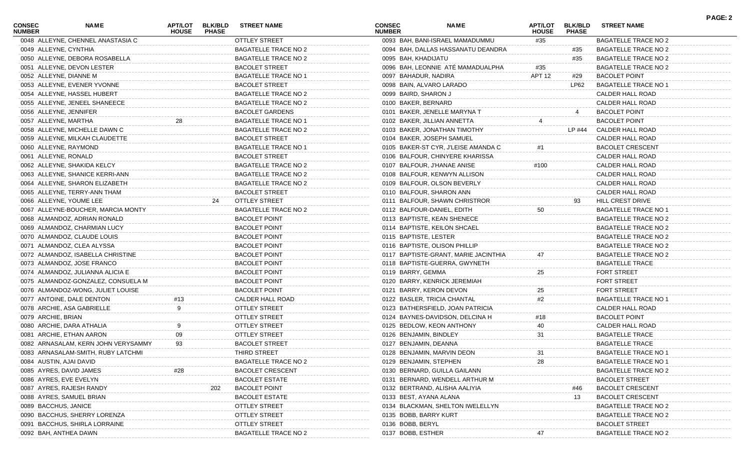| CONSEC NUMBER | NAME | APT/LOT HOUSE | BLK/BLD PHASE | STREET NAME |
|---|---|---|---|---|
| 0048 | ALLEYNE, CHENNEL ANASTASIA C | | | OTTLEY STREET |
| 0049 | ALLEYNE, CYNTHIA | | | BAGATELLE TRACE NO 2 |
| 0050 | ALLEYNE, DEBORA ROSABELLA | | | BAGATELLE TRACE NO 2 |
| 0051 | ALLEYNE, DEVON LESTER | | | BACOLET STREET |
| 0052 | ALLEYNE, DIANNE M | | | BAGATELLE TRACE NO 1 |
| 0053 | ALLEYNE, EVENER YVONNE | | | BACOLET STREET |
| 0054 | ALLEYNE, HASSEL HUBERT | | | BAGATELLE TRACE NO 2 |
| 0055 | ALLEYNE, JENEEL SHANEECE | | | BAGATELLE TRACE NO 2 |
| 0056 | ALLEYNE, JENNIFER | | | BACOLET GARDENS |
| 0057 | ALLEYNE, MARTHA | 28 | | BAGATELLE TRACE NO 1 |
| 0058 | ALLEYNE, MICHELLE DAWN C | | | BAGATELLE TRACE NO 2 |
| 0059 | ALLEYNE, MILKAH CLAUDETTE | | | BACOLET STREET |
| 0060 | ALLEYNE, RAYMOND | | | BAGATELLE TRACE NO 1 |
| 0061 | ALLEYNE, RONALD | | | BACOLET STREET |
| 0062 | ALLEYNE, SHAKIDA KELCY | | | BAGATELLE TRACE NO 2 |
| 0063 | ALLEYNE, SHANICE KERRI-ANN | | | BAGATELLE TRACE NO 2 |
| 0064 | ALLEYNE, SHARON ELIZABETH | | | BAGATELLE TRACE NO 2 |
| 0065 | ALLEYNE, TERRY-ANN THAM | | | BACOLET STREET |
| 0066 | ALLEYNE, YOUME LEE | | 24 | OTTLEY STREET |
| 0067 | ALLEYNE-BOUCHER, MARCIA MONTY | | | BAGATELLE TRACE NO 2 |
| 0068 | ALMANDOZ, ADRIAN RONALD | | | BACOLET POINT |
| 0069 | ALMANDOZ, CHARMIAN LUCY | | | BACOLET POINT |
| 0070 | ALMANDOZ, CLAUDE LOUIS | | | BACOLET POINT |
| 0071 | ALMANDOZ, CLEA ALYSSA | | | BACOLET POINT |
| 0072 | ALMANDOZ, ISABELLA CHRISTINE | | | BACOLET POINT |
| 0073 | ALMANDOZ, JOSE FRANCO | | | BACOLET POINT |
| 0074 | ALMANDOZ, JULIANNA ALICIA E | | | BACOLET POINT |
| 0075 | ALMANDOZ-GONZALEZ, CONSUELA M | | | BACOLET POINT |
| 0076 | ALMANDOZ-WONG, JULIET LOUISE | | | BACOLET POINT |
| 0077 | ANTOINE, DALE DENTON | #13 | | CALDER HALL ROAD |
| 0078 | ARCHIE, ASA GABRIELLE | 9 | | OTTLEY STREET |
| 0079 | ARCHIE, BRIAN | | | OTTLEY STREET |
| 0080 | ARCHIE, DARA ATHALIA | 9 | | OTTLEY STREET |
| 0081 | ARCHIE, ETHAN AARON | 09 | | OTTLEY STREET |
| 0082 | ARNASALAM, KERN JOHN VERYSAMMY | 93 | | BACOLET STREET |
| 0083 | ARNASALAM-SMITH, RUBY LATCHMI | | | THIRD STREET |
| 0084 | AUSTIN, AJAI DAVID | | | BAGATELLE TRACE NO 2 |
| 0085 | AYRES, DAVID JAMES | #28 | | BACOLET CRESCENT |
| 0086 | AYRES, EVE EVELYN | | | BACOLET ESTATE |
| 0087 | AYRES, RAJESH RANDY | | 202 | BACOLET POINT |
| 0088 | AYRES, SAMUEL BRIAN | | | BACOLET ESTATE |
| 0089 | BACCHUS, JANICE | | | OTTLEY STREET |
| 0090 | BACCHUS, SHERRY LORENZA | | | OTTLEY STREET |
| 0091 | BACCHUS, SHIRLA LORRAINE | | | OTTLEY STREET |
| 0092 | BAH, ANTHEA DAWN | | | BAGATELLE TRACE NO 2 |
| 0093 | BAH, BANI-ISRAEL MAMADUMMU | #35 | | BAGATELLE TRACE NO 2 |
| 0094 | BAH, DALLAS HASSANATU DEANDRA | | #35 | BAGATELLE TRACE NO 2 |
| 0095 | BAH, KHADIJATU | | #35 | BAGATELLE TRACE NO 2 |
| 0096 | BAH, LEONNIE ATÉ MAMADUALPHA | #35 | | BAGATELLE TRACE NO 2 |
| 0097 | BAHADUR, NADIRA | APT 12 | #29 | BACOLET POINT |
| 0098 | BAIN, ALVARO LARADO | | LP62 | BAGATELLE TRACE NO 1 |
| 0099 | BAIRD, SHARON J | | | CALDER HALL ROAD |
| 0100 | BAKER, BERNARD | | | CALDER HALL ROAD |
| 0101 | BAKER, JENELLE MARYNA T | | 4 | BACOLET POINT |
| 0102 | BAKER, JILLIAN ANNETTA | 4 | | BACOLET POINT |
| 0103 | BAKER, JONATHAN TIMOTHY | | LP #44 | CALDER HALL ROAD |
| 0104 | BAKER, JOSEPH SAMUEL | | | CALDER HALL ROAD |
| 0105 | BAKER-ST CYR, J'LEISE AMANDA C | #1 | | BACOLET CRESCENT |
| 0106 | BALFOUR, CHINYERE KHARISSA | | | CALDER HALL ROAD |
| 0107 | BALFOUR, J'HANAE ANISE | #100 | | CALDER HALL ROAD |
| 0108 | BALFOUR, KENWYN ALLISON | | | CALDER HALL ROAD |
| 0109 | BALFOUR, OLSON BEVERLY | | | CALDER HALL ROAD |
| 0110 | BALFOUR, SHARON ANN | | | CALDER HALL ROAD |
| 0111 | BALFOUR, SHAWN CHRISTROR | | 93 | HILL CREST DRIVE |
| 0112 | BALFOUR-DANIEL, EDITH | 50 | | BAGATELLE TRACE NO 1 |
| 0113 | BAPTISTE, KEAN SHENECE | | | BAGATELLE TRACE NO 2 |
| 0114 | BAPTISTE, KEILON SHCAEL | | | BAGATELLE TRACE NO 2 |
| 0115 | BAPTISTE, LESTER | | | BAGATELLE TRACE NO 2 |
| 0116 | BAPTISTE, OLISON PHILLIP | | | BAGATELLE TRACE NO 2 |
| 0117 | BAPTISTE-GRANT, MARIE JACINTHIA | 47 | | BAGATELLE TRACE NO 2 |
| 0118 | BAPTISTE-GUERRA, GWYNETH | | | BAGATELLE TRACE |
| 0119 | BARRY, GEMMA | 25 | | FORT STREET |
| 0120 | BARRY, KENRICK JEREMIAH | | | FORT STREET |
| 0121 | BARRY, KERON DEVON | 25 | | FORT STREET |
| 0122 | BASLER, TRICIA CHANTAL | #2 | | BAGATELLE TRACE NO 1 |
| 0123 | BATHERSFIELD, JOAN PATRICIA | | | CALDER HALL ROAD |
| 0124 | BAYNES-DAVIDSON, DELCINA H | #18 | | BACOLET POINT |
| 0125 | BEDLOW, KEON ANTHONY | 40 | | CALDER HALL ROAD |
| 0126 | BENJAMIN, BINDLEY | 31 | | BAGATELLE TRACE |
| 0127 | BENJAMIN, DEANNA | | | BAGATELLE TRACE |
| 0128 | BENJAMIN, MARVIN DEON | 31 | | BAGATELLE TRACE NO 1 |
| 0129 | BENJAMIN, STEPHEN | 28 | | BAGATELLE TRACE NO 1 |
| 0130 | BERNARD, GUILLA GAILANN | | | BAGATELLE TRACE NO 2 |
| 0131 | BERNARD, WENDELL ARTHUR M | | | BACOLET STREET |
| 0132 | BERTRAND, ALISHA AALIYIA | | #46 | BACOLET CRESCENT |
| 0133 | BEST, AYANA ALANA | | 13 | BACOLET CRESCENT |
| 0134 | BLACKMAN, SHELTON IWELELLYN | | | BAGATELLE TRACE NO 2 |
| 0135 | BOBB, BARRY KURT | | | BAGATELLE TRACE NO 2 |
| 0136 | BOBB, BERYL | | | BACOLET STREET |
| 0137 | BOBB, ESTHER | 47 | | BAGATELLE TRACE NO 2 |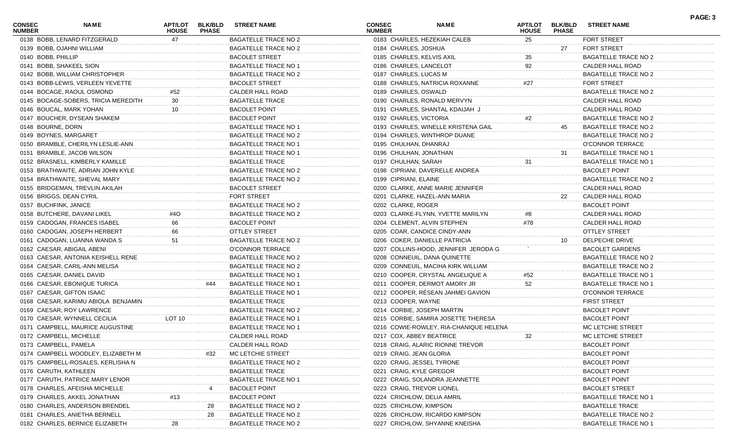| CONSEC NUMBER | NAME | APT/LOT HOUSE | BLK/BLD PHASE | STREET NAME |
|---|---|---|---|---|
| 0138 | BOBB, LENARD FITZGERALD | 47 | | BAGATELLE TRACE NO 2 |
| 0139 | BOBB, OJAHNI WILLIAM | | | BAGATELLE TRACE NO 2 |
| 0140 | BOBB, PHILLIP | | | BACOLET STREET |
| 0141 | BOBB, SHAKEEL SION | | | BAGATELLE TRACE NO 1 |
| 0142 | BOBB, WILLIAM CHRISTOPHER | | | BAGATELLE TRACE NO 2 |
| 0143 | BOBB-LEWIS, VERLEEN YEVETTE | | | BACOLET STREET |
| 0144 | BOCAGE, RAOUL OSMOND | #52 | | CALDER HALL ROAD |
| 0145 | BOCAGE-SOBERS, TRICIA MEREDITH | 30 | | BAGATELLE TRACE |
| 0146 | BOUCAL, MARK YOHAN | 10 | | BACOLET POINT |
| 0147 | BOUCHER, DYSEAN SHAKEM | | | BACOLET POINT |
| 0148 | BOURNE, DORN | | | BAGATELLE TRACE NO 1 |
| 0149 | BOYNES, MARGARET | | | BAGATELLE TRACE NO 2 |
| 0150 | BRAMBLE, CHERILYN LESLIE-ANN | | | BAGATELLE TRACE NO 1 |
| 0151 | BRAMBLE, JACOB WILSON | | | BAGATELLE TRACE NO 1 |
| 0152 | BRASNELL, KIMBERLY KAMILLE | | | BAGATELLE TRACE |
| 0153 | BRATHWAITE, ADRIAN JOHN KYLE | | | BAGATELLE TRACE NO 2 |
| 0154 | BRATHWAITE, SHEVAL MARY | | | BAGATELLE TRACE NO 2 |
| 0155 | BRIDGEMAN, TREVLIN AKILAH | | | BACOLET STREET |
| 0156 | BRIGGS, DEAN CYRIL | | | FORT STREET |
| 0157 | BUCHFINK, JANICE | | | BAGATELLE TRACE NO 2 |
| 0158 | BUTCHERE, DAVANI LIKEL | #4O | | BAGATELLE TRACE NO 2 |
| 0159 | CADOGAN, FRANCES ISABEL | 66 | | BACOLET POINT |
| 0160 | CADOGAN, JOSEPH HERBERT | 66 | | OTTLEY STREET |
| 0161 | CADOGAN, LUANNA WANDA S | 51 | | BAGATELLE TRACE NO 2 |
| 0162 | CAESAR, ABIGAIL ABENI | | | O'CONNOR TERRACE |
| 0163 | CAESAR, ANTONIA KEISHELL RENE | | | BAGATELLE TRACE NO 2 |
| 0164 | CAESAR, CARIL-ANN MELISA | | | BAGATELLE TRACE NO 2 |
| 0165 | CAESAR, DANIEL DAVID | | | BAGATELLE TRACE NO 1 |
| 0166 | CAESAR, EBONIQUE TURICA | | #44 | BAGATELLE TRACE NO 1 |
| 0167 | CAESAR, GIFTON ISAAC | | | BAGATELLE TRACE NO 1 |
| 0168 | CAESAR, KARIMU ABIOLA BENJAMIN | | | BAGATELLE TRACE |
| 0169 | CAESAR, ROY LAWRENCE | | | BAGATELLE TRACE NO 2 |
| 0170 | CAESAR, WYNNELL CECILIA | LOT 10 | | BAGATELLE TRACE NO 1 |
| 0171 | CAMPBELL, MAURICE AUGUSTINE | | | BAGATELLE TRACE NO 1 |
| 0172 | CAMPBELL, MICHELLE | | | CALDER HALL ROAD |
| 0173 | CAMPBELL, PAMELA | | | CALDER HALL ROAD |
| 0174 | CAMPBELL WOODLEY, ELIZABETH M | | #32 | MC LETCHIE STREET |
| 0175 | CAMPBELL-ROSALES, KERLISHA N | | | BAGATELLE TRACE NO 2 |
| 0176 | CARUTH, KATHLEEN | | | BAGATELLE TRACE |
| 0177 | CARUTH, PATRICE MARY LENOR | | | BAGATELLE TRACE NO 1 |
| 0178 | CHARLES, AFEISHA MICHELLE | | 4 | BACOLET POINT |
| 0179 | CHARLES, AKKEL JONATHAN | #13 | | BACOLET POINT |
| 0180 | CHARLES, ANDERSON BRENDEL | | 28 | BAGATELLE TRACE NO 2 |
| 0181 | CHARLES, ANIETHA BERNELL | | 28 | BAGATELLE TRACE NO 2 |
| 0182 | CHARLES, BERNICE ELIZABETH | 28 | | BAGATELLE TRACE NO 2 |
| 0183 | CHARLES, HEZEKIAH CALEB | 25 | | FORT STREET |
| 0184 | CHARLES, JOSHUA | | 27 | FORT STREET |
| 0185 | CHARLES, KELVIS AXIL | 35 | | BAGATELLE TRACE NO 2 |
| 0186 | CHARLES, LANCELOT | 92 | | CALDER HALL ROAD |
| 0187 | CHARLES, LUCAS M | | | BAGATELLE TRACE NO 2 |
| 0188 | CHARLES, NATRICIA ROXANNE | #27 | | FORT STREET |
| 0189 | CHARLES, OSWALD | | | BAGATELLE TRACE NO 2 |
| 0190 | CHARLES, RONALD MERVYN | | | CALDER HALL ROAD |
| 0191 | CHARLES, SHANTAL KDAIJAH J | | | CALDER HALL ROAD |
| 0192 | CHARLES, VICTORIA | #2 | | BAGATELLE TRACE NO 2 |
| 0193 | CHARLES, WINELLE KRISTENA GAIL | | 45 | BAGATELLE TRACE NO 2 |
| 0194 | CHARLES, WINTHROP DUANE | | | BAGATELLE TRACE NO 2 |
| 0195 | CHULHAN, DHANRAJ | | | O'CONNOR TERRACE |
| 0196 | CHULHAN, JONATHAN | | 31 | BAGATELLE TRACE NO 1 |
| 0197 | CHULHAN, SARAH | 31 | | BAGATELLE TRACE NO 1 |
| 0198 | CIPRIANI, DAVERELLE ANDREA | | | BACOLET POINT |
| 0199 | CIPRIANI, ELAINE | | | BAGATELLE TRACE NO 2 |
| 0200 | CLARKE, ANNE MARIE JENNIFER | | | CALDER HALL ROAD |
| 0201 | CLARKE, HAZEL-ANN MARIA | | 22 | CALDER HALL ROAD |
| 0202 | CLARKE, ROGER | | | BACOLET POINT |
| 0203 | CLARKE-FLYNN, YVETTE MARILYN | #8 | | CALDER HALL ROAD |
| 0204 | CLEMENT, ALVIN STEPHEN | #78 | | CALDER HALL ROAD |
| 0205 | COAR, CANDICE CINDY-ANN | | | OTTLEY STREET |
| 0206 | COKER, DANIELLE PATRICIA | | 10 | DELPECHE DRIVE |
| 0207 | COLLINS-HOOD, JENNIFER JERODA G | ` | | BACOLET GARDENS |
| 0208 | CONNEUIL, DANA QUINETTE | | | BAGATELLE TRACE NO 2 |
| 0209 | CONNEUIL, MACIHA KIRK WILLIAM | | | BAGATELLE TRACE NO 2 |
| 0210 | COOPER, CRYSTAL ANGELIQUE A | #52 | | BAGATELLE TRACE NO 1 |
| 0211 | COOPER, DERMOT AMORY JR | 52 | | BAGATELLE TRACE NO 1 |
| 0212 | COOPER, RÉSEAN JAHMEI GAVION | | | O'CONNOR TERRACE |
| 0213 | COOPER, WAYNE | | | FIRST STREET |
| 0214 | CORBIE, JOSEPH MARTIN | | | BACOLET POINT |
| 0215 | CORBIE, SAMIRA JOSETTE THERESA | | | BACOLET POINT |
| 0216 | COWIE-ROWLEY, RIA-CHANIQUE HELENA | | | MC LETCHIE STREET |
| 0217 | COX, ABBEY BEATRICE | 32 | | MC LETCHIE STREET |
| 0218 | CRAIG, ALARIC RIONNE TREVOR | | | BACOLET POINT |
| 0219 | CRAIG, JEAN GLORIA | | | BACOLET POINT |
| 0220 | CRAIG, JESSEL TYRONE | | | BACOLET POINT |
| 0221 | CRAIG, KYLE GREGOR | | | BACOLET POINT |
| 0222 | CRAIG, SOLANDRA JEANNETTE | | | BACOLET POINT |
| 0223 | CRAIG, TREVOR LIONEL | | | BACOLET STREET |
| 0224 | CRICHLOW, DELIA AMRIL | | | BAGATELLE TRACE NO 1 |
| 0225 | CRICHLOW, KIMPSON | | | BAGATELLE TRACE |
| 0226 | CRICHLOW, RICARDO KIMPSON | | | BAGATELLE TRACE NO 2 |
| 0227 | CRICHLOW, SHYANNE KNEISHA | | | BAGATELLE TRACE NO 1 |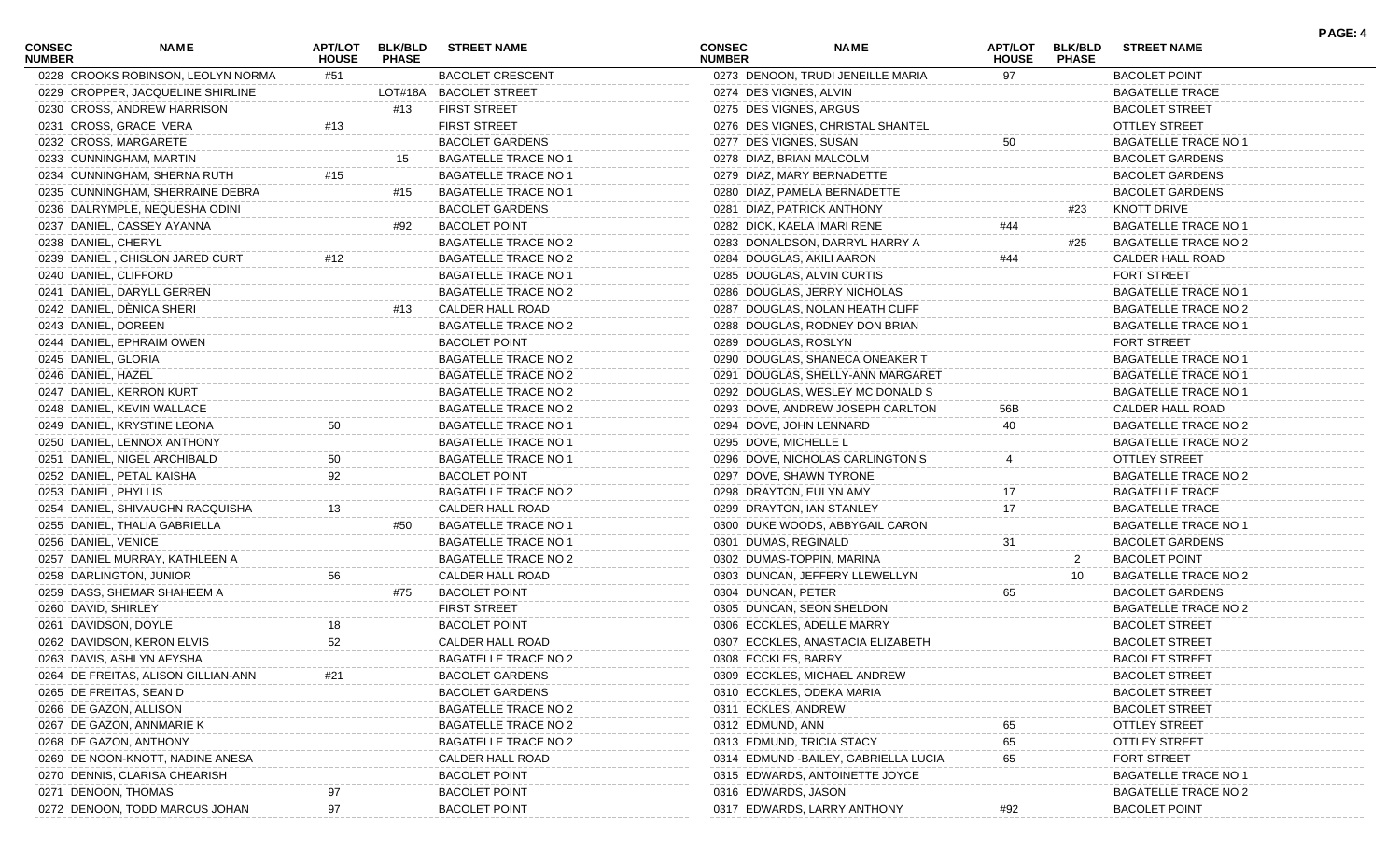| CONSEC NUMBER | NAME | APT/LOT HOUSE | BLK/BLD PHASE | STREET NAME |
|---|---|---|---|---|
| 0228 | CROOKS ROBINSON, LEOLYN NORMA | #51 | | BACOLET CRESCENT |
| 0229 | CROPPER, JACQUELINE SHIRLINE | | LOT#18A | BACOLET STREET |
| 0230 | CROSS, ANDREW HARRISON | | #13 | FIRST STREET |
| 0231 | CROSS, GRACE VERA | #13 | | FIRST STREET |
| 0232 | CROSS, MARGARETE | | | BACOLET GARDENS |
| 0233 | CUNNINGHAM, MARTIN | | 15 | BAGATELLE TRACE NO 1 |
| 0234 | CUNNINGHAM, SHERNA RUTH | #15 | | BAGATELLE TRACE NO 1 |
| 0235 | CUNNINGHAM, SHERRAINE DEBRA | | #15 | BAGATELLE TRACE NO 1 |
| 0236 | DALRYMPLE, NEQUESHA ODINI | | | BACOLET GARDENS |
| 0237 | DANIEL, CASSEY AYANNA | | #92 | BACOLET POINT |
| 0238 | DANIEL, CHERYL | | | BAGATELLE TRACE NO 2 |
| 0239 | DANIEL , CHISLON JARED CURT | #12 | | BAGATELLE TRACE NO 2 |
| 0240 | DANIEL, CLIFFORD | | | BAGATELLE TRACE NO 1 |
| 0241 | DANIEL, DARYLL GERREN | | | BAGATELLE TRACE NO 2 |
| 0242 | DANIEL, DÈNICA SHERI | | #13 | CALDER HALL ROAD |
| 0243 | DANIEL, DOREEN | | | BAGATELLE TRACE NO 2 |
| 0244 | DANIEL, EPHRAIM OWEN | | | BACOLET POINT |
| 0245 | DANIEL, GLORIA | | | BAGATELLE TRACE NO 2 |
| 0246 | DANIEL, HAZEL | | | BAGATELLE TRACE NO 2 |
| 0247 | DANIEL, KERRON KURT | | | BAGATELLE TRACE NO 2 |
| 0248 | DANIEL, KEVIN WALLACE | | | BAGATELLE TRACE NO 2 |
| 0249 | DANIEL, KRYSTINE LEONA | 50 | | BAGATELLE TRACE NO 1 |
| 0250 | DANIEL, LENNOX ANTHONY | | | BAGATELLE TRACE NO 1 |
| 0251 | DANIEL, NIGEL ARCHIBALD | 50 | | BAGATELLE TRACE NO 1 |
| 0252 | DANIEL, PETAL KAISHA | 92 | | BACOLET POINT |
| 0253 | DANIEL, PHYLLIS | | | BAGATELLE TRACE NO 2 |
| 0254 | DANIEL, SHIVAUGHN RACQUISHA | 13 | | CALDER HALL ROAD |
| 0255 | DANIEL, THALIA GABRIELLA | | #50 | BAGATELLE TRACE NO 1 |
| 0256 | DANIEL, VENICE | | | BAGATELLE TRACE NO 1 |
| 0257 | DANIEL MURRAY, KATHLEEN A | | | BAGATELLE TRACE NO 2 |
| 0258 | DARLINGTON, JUNIOR | 56 | | CALDER HALL ROAD |
| 0259 | DASS, SHEMAR SHAHEEM A | | #75 | BACOLET POINT |
| 0260 | DAVID, SHIRLEY | | | FIRST STREET |
| 0261 | DAVIDSON, DOYLE | 18 | | BACOLET POINT |
| 0262 | DAVIDSON, KERON ELVIS | 52 | | CALDER HALL ROAD |
| 0263 | DAVIS, ASHLYN AFYSHA | | | BAGATELLE TRACE NO 2 |
| 0264 | DE FREITAS, ALISON GILLIAN-ANN | #21 | | BACOLET GARDENS |
| 0265 | DE FREITAS, SEAN D | | | BACOLET GARDENS |
| 0266 | DE GAZON, ALLISON | | | BAGATELLE TRACE NO 2 |
| 0267 | DE GAZON, ANNMARIE K | | | BAGATELLE TRACE NO 2 |
| 0268 | DE GAZON, ANTHONY | | | BAGATELLE TRACE NO 2 |
| 0269 | DE NOON-KNOTT, NADINE ANESA | | | CALDER HALL ROAD |
| 0270 | DENNIS, CLARISA CHEARISH | | | BACOLET POINT |
| 0271 | DENOON, THOMAS | 97 | | BACOLET POINT |
| 0272 | DENOON, TODD MARCUS JOHAN | 97 | | BACOLET POINT |
| 0273 | DENOON, TRUDI JENEILLE MARIA | 97 | | BACOLET POINT |
| 0274 | DES VIGNES, ALVIN | | | BAGATELLE TRACE |
| 0275 | DES VIGNES, ARGUS | | | BACOLET STREET |
| 0276 | DES VIGNES, CHRISTAL SHANTEL | | | OTTLEY STREET |
| 0277 | DES VIGNES, SUSAN | 50 | | BAGATELLE TRACE NO 1 |
| 0278 | DIAZ, BRIAN MALCOLM | | | BACOLET GARDENS |
| 0279 | DIAZ, MARY BERNADETTE | | | BACOLET GARDENS |
| 0280 | DIAZ, PAMELA BERNADETTE | | | BACOLET GARDENS |
| 0281 | DIAZ, PATRICK ANTHONY | | #23 | KNOTT DRIVE |
| 0282 | DICK, KAELA IMARI RENE | #44 | | BAGATELLE TRACE NO 1 |
| 0283 | DONALDSON, DARRYL HARRY A | | #25 | BAGATELLE TRACE NO 2 |
| 0284 | DOUGLAS, AKILI AARON | #44 | | CALDER HALL ROAD |
| 0285 | DOUGLAS, ALVIN CURTIS | | | FORT STREET |
| 0286 | DOUGLAS, JERRY NICHOLAS | | | BAGATELLE TRACE NO 1 |
| 0287 | DOUGLAS, NOLAN HEATH CLIFF | | | BAGATELLE TRACE NO 2 |
| 0288 | DOUGLAS, RODNEY DON BRIAN | | | BAGATELLE TRACE NO 1 |
| 0289 | DOUGLAS, ROSLYN | | | FORT STREET |
| 0290 | DOUGLAS, SHANECA ONEAKER T | | | BAGATELLE TRACE NO 1 |
| 0291 | DOUGLAS, SHELLY-ANN MARGARET | | | BAGATELLE TRACE NO 1 |
| 0292 | DOUGLAS, WESLEY MC DONALD S | | | BAGATELLE TRACE NO 1 |
| 0293 | DOVE, ANDREW JOSEPH CARLTON | 56B | | CALDER HALL ROAD |
| 0294 | DOVE, JOHN LENNARD | 40 | | BAGATELLE TRACE NO 2 |
| 0295 | DOVE, MICHELLE L | | | BAGATELLE TRACE NO 2 |
| 0296 | DOVE, NICHOLAS CARLINGTON S | 4 | | OTTLEY STREET |
| 0297 | DOVE, SHAWN TYRONE | | | BAGATELLE TRACE NO 2 |
| 0298 | DRAYTON, EULYN AMY | 17 | | BAGATELLE TRACE |
| 0299 | DRAYTON, IAN STANLEY | 17 | | BAGATELLE TRACE |
| 0300 | DUKE WOODS, ABBYGAIL CARON | | | BAGATELLE TRACE NO 1 |
| 0301 | DUMAS, REGINALD | 31 | | BACOLET GARDENS |
| 0302 | DUMAS-TOPPIN, MARINA | | 2 | BACOLET POINT |
| 0303 | DUNCAN, JEFFERY LLEWELLYN | | 10 | BAGATELLE TRACE NO 2 |
| 0304 | DUNCAN, PETER | 65 | | BACOLET GARDENS |
| 0305 | DUNCAN, SEON SHELDON | | | BAGATELLE TRACE NO 2 |
| 0306 | ECCKLES, ADELLE MARRY | | | BACOLET STREET |
| 0307 | ECCKLES, ANASTACIA ELIZABETH | | | BACOLET STREET |
| 0308 | ECCKLES, BARRY | | | BACOLET STREET |
| 0309 | ECCKLES, MICHAEL ANDREW | | | BACOLET STREET |
| 0310 | ECCKLES, ODEKA MARIA | | | BACOLET STREET |
| 0311 | ECKLES, ANDREW | | | BACOLET STREET |
| 0312 | EDMUND, ANN | 65 | | OTTLEY STREET |
| 0313 | EDMUND, TRICIA STACY | 65 | | OTTLEY STREET |
| 0314 | EDMUND -BAILEY, GABRIELLA LUCIA | 65 | | FORT STREET |
| 0315 | EDWARDS, ANTOINETTE JOYCE | | | BAGATELLE TRACE NO 1 |
| 0316 | EDWARDS, JASON | | | BAGATELLE TRACE NO 2 |
| 0317 | EDWARDS, LARRY ANTHONY | #92 | | BACOLET POINT |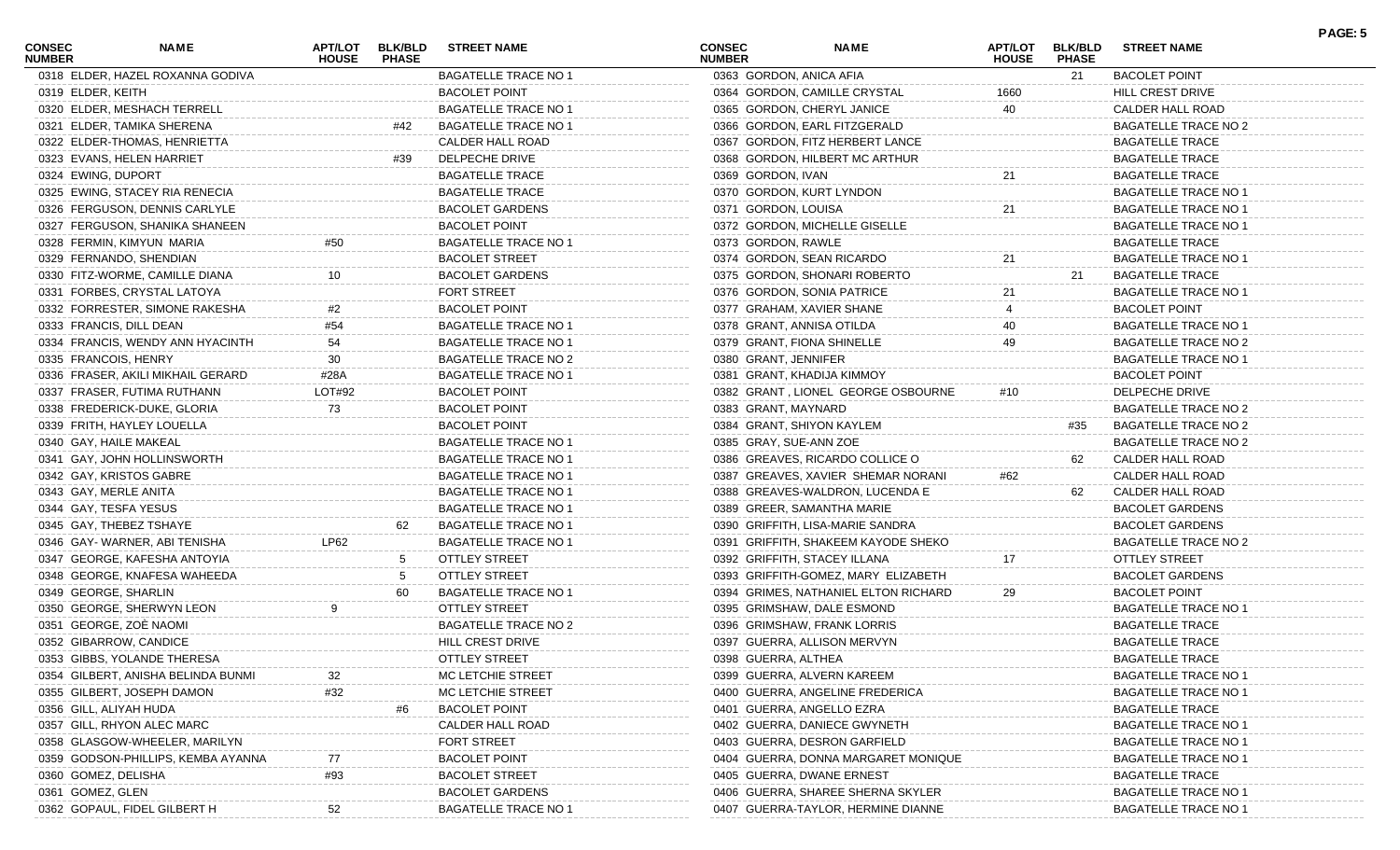| CONSEC NUMBER | NAME | APT/LOT HOUSE | BLK/BLD PHASE | STREET NAME |
|---|---|---|---|---|
| 0318 | ELDER, HAZEL ROXANNA GODIVA | | | BAGATELLE TRACE NO 1 |
| 0319 | ELDER, KEITH | | | BACOLET POINT |
| 0320 | ELDER, MESHACH TERRELL | | | BAGATELLE TRACE NO 1 |
| 0321 | ELDER, TAMIKA SHERENA | | #42 | BAGATELLE TRACE NO 1 |
| 0322 | ELDER-THOMAS, HENRIETTA | | | CALDER HALL ROAD |
| 0323 | EVANS, HELEN HARRIET | | #39 | DELPECHE DRIVE |
| 0324 | EWING, DUPORT | | | BAGATELLE TRACE |
| 0325 | EWING, STACEY RIA RENECIA | | | BAGATELLE TRACE |
| 0326 | FERGUSON, DENNIS CARLYLE | | | BACOLET GARDENS |
| 0327 | FERGUSON, SHANIKA SHANEEN | | | BACOLET POINT |
| 0328 | FERMIN, KIMYUN MARIA | #50 | | BAGATELLE TRACE NO 1 |
| 0329 | FERNANDO, SHENDIAN | | | BACOLET STREET |
| 0330 | FITZ-WORME, CAMILLE DIANA | 10 | | BACOLET GARDENS |
| 0331 | FORBES, CRYSTAL LATOYA | | | FORT STREET |
| 0332 | FORRESTER, SIMONE RAKESHA | #2 | | BACOLET POINT |
| 0333 | FRANCIS, DILL DEAN | #54 | | BAGATELLE TRACE NO 1 |
| 0334 | FRANCIS, WENDY ANN HYACINTH | 54 | | BAGATELLE TRACE NO 1 |
| 0335 | FRANCOIS, HENRY | 30 | | BAGATELLE TRACE NO 2 |
| 0336 | FRASER, AKILI MIKHAIL GERARD | #28A | | BAGATELLE TRACE NO 1 |
| 0337 | FRASER, FUTIMA RUTHANN | LOT#92 | | BACOLET POINT |
| 0338 | FREDERICK-DUKE, GLORIA | 73 | | BACOLET POINT |
| 0339 | FRITH, HAYLEY LOUELLA | | | BACOLET POINT |
| 0340 | GAY, HAILE MAKEAL | | | BAGATELLE TRACE NO 1 |
| 0341 | GAY, JOHN HOLLINSWORTH | | | BAGATELLE TRACE NO 1 |
| 0342 | GAY, KRISTOS GABRE | | | BAGATELLE TRACE NO 1 |
| 0343 | GAY, MERLE ANITA | | | BAGATELLE TRACE NO 1 |
| 0344 | GAY, TESFA YESUS | | | BAGATELLE TRACE NO 1 |
| 0345 | GAY, THEBEZ TSHAYE | | 62 | BAGATELLE TRACE NO 1 |
| 0346 | GAY- WARNER, ABI TENISHA | LP62 | | BAGATELLE TRACE NO 1 |
| 0347 | GEORGE, KAFESHA ANTOYIA | | 5 | OTTLEY STREET |
| 0348 | GEORGE, KNAFESA WAHEEDA | | 5 | OTTLEY STREET |
| 0349 | GEORGE, SHARLIN | | 60 | BAGATELLE TRACE NO 1 |
| 0350 | GEORGE, SHERWYN LEON | 9 | | OTTLEY STREET |
| 0351 | GEORGE, ZOË NAOMI | | | BAGATELLE TRACE NO 2 |
| 0352 | GIBARROW, CANDICE | | | HILL CREST DRIVE |
| 0353 | GIBBS, YOLANDE THERESA | | | OTTLEY STREET |
| 0354 | GILBERT, ANISHA BELINDA BUNMI | 32 | | MC LETCHIE STREET |
| 0355 | GILBERT, JOSEPH DAMON | #32 | | MC LETCHIE STREET |
| 0356 | GILL, ALIYAH HUDA | | #6 | BACOLET POINT |
| 0357 | GILL, RHYON ALEC MARC | | | CALDER HALL ROAD |
| 0358 | GLASGOW-WHEELER, MARILYN | | | FORT STREET |
| 0359 | GODSON-PHILLIPS, KEMBA AYANNA | 77 | | BACOLET POINT |
| 0360 | GOMEZ, DELISHA | #93 | | BACOLET STREET |
| 0361 | GOMEZ, GLEN | | | BACOLET GARDENS |
| 0362 | GOPAUL, FIDEL GILBERT H | 52 | | BAGATELLE TRACE NO 1 |
| 0363 | GORDON, ANICA AFIA | | 21 | BACOLET POINT |
| 0364 | GORDON, CAMILLE CRYSTAL | 1660 | | HILL CREST DRIVE |
| 0365 | GORDON, CHERYL JANICE | 40 | | CALDER HALL ROAD |
| 0366 | GORDON, EARL FITZGERALD | | | BAGATELLE TRACE NO 2 |
| 0367 | GORDON, FITZ HERBERT LANCE | | | BAGATELLE TRACE |
| 0368 | GORDON, HILBERT MC ARTHUR | | | BAGATELLE TRACE |
| 0369 | GORDON, IVAN | 21 | | BAGATELLE TRACE |
| 0370 | GORDON, KURT LYNDON | | | BAGATELLE TRACE NO 1 |
| 0371 | GORDON, LOUISA | 21 | | BAGATELLE TRACE NO 1 |
| 0372 | GORDON, MICHELLE GISELLE | | | BAGATELLE TRACE NO 1 |
| 0373 | GORDON, RAWLE | | | BAGATELLE TRACE |
| 0374 | GORDON, SEAN RICARDO | 21 | | BAGATELLE TRACE NO 1 |
| 0375 | GORDON, SHONARI ROBERTO | | 21 | BAGATELLE TRACE |
| 0376 | GORDON, SONIA PATRICE | 21 | | BAGATELLE TRACE NO 1 |
| 0377 | GRAHAM, XAVIER SHANE | 4 | | BACOLET POINT |
| 0378 | GRANT, ANNISA OTILDA | 40 | | BAGATELLE TRACE NO 1 |
| 0379 | GRANT, FIONA SHINELLE | 49 | | BAGATELLE TRACE NO 2 |
| 0380 | GRANT, JENNIFER | | | BAGATELLE TRACE NO 1 |
| 0381 | GRANT, KHADIJA KIMMOY | | | BACOLET POINT |
| 0382 | GRANT , LIONEL GEORGE OSBOURNE | #10 | | DELPECHE DRIVE |
| 0383 | GRANT, MAYNARD | | | BAGATELLE TRACE NO 2 |
| 0384 | GRANT, SHIYON KAYLEM | | #35 | BAGATELLE TRACE NO 2 |
| 0385 | GRAY, SUE-ANN ZOE | | | BAGATELLE TRACE NO 2 |
| 0386 | GREAVES, RICARDO COLLICE O | | 62 | CALDER HALL ROAD |
| 0387 | GREAVES, XAVIER SHEMAR NORANI | #62 | | CALDER HALL ROAD |
| 0388 | GREAVES-WALDRON, LUCENDA E | | 62 | CALDER HALL ROAD |
| 0389 | GREER, SAMANTHA MARIE | | | BACOLET GARDENS |
| 0390 | GRIFFITH, LISA-MARIE SANDRA | | | BACOLET GARDENS |
| 0391 | GRIFFITH, SHAKEEM KAYODE SHEKO | | | BAGATELLE TRACE NO 2 |
| 0392 | GRIFFITH, STACEY ILLANA | 17 | | OTTLEY STREET |
| 0393 | GRIFFITH-GOMEZ, MARY ELIZABETH | | | BACOLET GARDENS |
| 0394 | GRIMES, NATHANIEL ELTON RICHARD | 29 | | BACOLET POINT |
| 0395 | GRIMSHAW, DALE ESMOND | | | BAGATELLE TRACE NO 1 |
| 0396 | GRIMSHAW, FRANK LORRIS | | | BAGATELLE TRACE |
| 0397 | GUERRA, ALLISON MERVYN | | | BAGATELLE TRACE |
| 0398 | GUERRA, ALTHEA | | | BAGATELLE TRACE |
| 0399 | GUERRA, ALVERN KAREEM | | | BAGATELLE TRACE NO 1 |
| 0400 | GUERRA, ANGELINE FREDERICA | | | BAGATELLE TRACE NO 1 |
| 0401 | GUERRA, ANGELLO EZRA | | | BAGATELLE TRACE |
| 0402 | GUERRA, DANIECE GWYNETH | | | BAGATELLE TRACE NO 1 |
| 0403 | GUERRA, DESRON GARFIELD | | | BAGATELLE TRACE NO 1 |
| 0404 | GUERRA, DONNA MARGARET MONIQUE | | | BAGATELLE TRACE NO 1 |
| 0405 | GUERRA, DWANE ERNEST | | | BAGATELLE TRACE |
| 0406 | GUERRA, SHAREE SHERNA SKYLER | | | BAGATELLE TRACE NO 1 |
| 0407 | GUERRA-TAYLOR, HERMINE DIANNE | | | BAGATELLE TRACE NO 1 |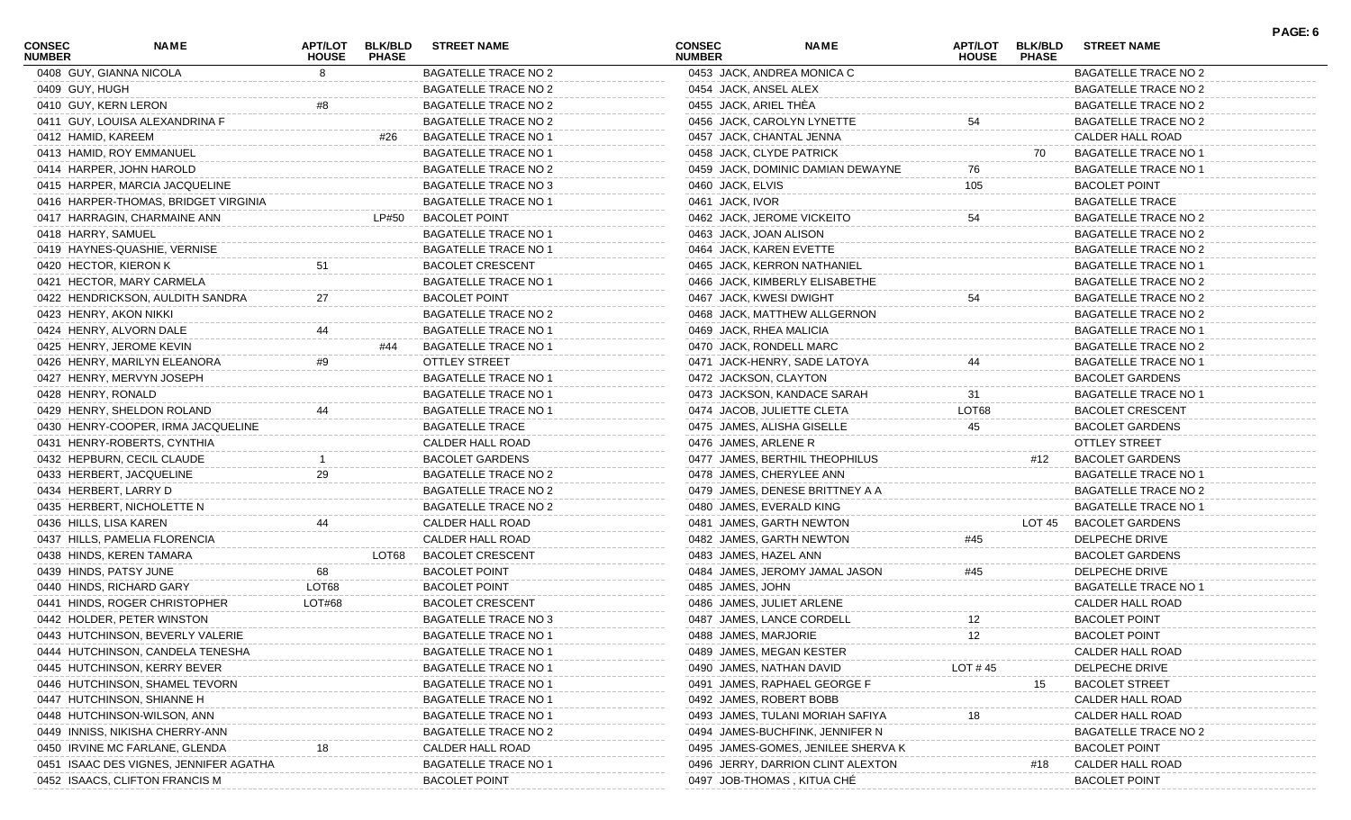| CONSEC NUMBER | NAME | APT/LOT HOUSE | BLK/BLD PHASE | STREET NAME |
|---|---|---|---|---|
| 0408 | GUY, GIANNA NICOLA | 8 | | BAGATELLE TRACE NO 2 |
| 0409 | GUY, HUGH | | | BAGATELLE TRACE NO 2 |
| 0410 | GUY, KERN LERON | #8 | | BAGATELLE TRACE NO 2 |
| 0411 | GUY, LOUISA ALEXANDRINA F | | | BAGATELLE TRACE NO 2 |
| 0412 | HAMID, KAREEM | | #26 | BAGATELLE TRACE NO 1 |
| 0413 | HAMID, ROY EMMANUEL | | | BAGATELLE TRACE NO 1 |
| 0414 | HARPER, JOHN HAROLD | | | BAGATELLE TRACE NO 2 |
| 0415 | HARPER, MARCIA JACQUELINE | | | BAGATELLE TRACE NO 3 |
| 0416 | HARPER-THOMAS, BRIDGET VIRGINIA | | | BAGATELLE TRACE NO 1 |
| 0417 | HARRAGIN, CHARMAINE ANN | | LP#50 | BACOLET POINT |
| 0418 | HARRY, SAMUEL | | | BAGATELLE TRACE NO 1 |
| 0419 | HAYNES-QUASHIE, VERNISE | | | BAGATELLE TRACE NO 1 |
| 0420 | HECTOR, KIERON K | 51 | | BACOLET CRESCENT |
| 0421 | HECTOR, MARY CARMELA | | | BAGATELLE TRACE NO 1 |
| 0422 | HENDRICKSON, AULDITH SANDRA | 27 | | BACOLET POINT |
| 0423 | HENRY, AKON NIKKI | | | BAGATELLE TRACE NO 2 |
| 0424 | HENRY, ALVORN DALE | 44 | | BAGATELLE TRACE NO 1 |
| 0425 | HENRY, JEROME KEVIN | | #44 | BAGATELLE TRACE NO 1 |
| 0426 | HENRY, MARILYN ELEANORA | #9 | | OTTLEY STREET |
| 0427 | HENRY, MERVYN JOSEPH | | | BAGATELLE TRACE NO 1 |
| 0428 | HENRY, RONALD | | | BAGATELLE TRACE NO 1 |
| 0429 | HENRY, SHELDON ROLAND | 44 | | BAGATELLE TRACE NO 1 |
| 0430 | HENRY-COOPER, IRMA JACQUELINE | | | BAGATELLE TRACE |
| 0431 | HENRY-ROBERTS, CYNTHIA | | | CALDER HALL ROAD |
| 0432 | HEPBURN, CECIL CLAUDE | 1 | | BACOLET GARDENS |
| 0433 | HERBERT, JACQUELINE | 29 | | BAGATELLE TRACE NO 2 |
| 0434 | HERBERT, LARRY D | | | BAGATELLE TRACE NO 2 |
| 0435 | HERBERT, NICHOLETTE N | | | BAGATELLE TRACE NO 2 |
| 0436 | HILLS, LISA KAREN | 44 | | CALDER HALL ROAD |
| 0437 | HILLS, PAMELIA FLORENCIA | | | CALDER HALL ROAD |
| 0438 | HINDS, KEREN TAMARA | | LOT68 | BACOLET CRESCENT |
| 0439 | HINDS, PATSY JUNE | 68 | | BACOLET POINT |
| 0440 | HINDS, RICHARD GARY | LOT68 | | BACOLET POINT |
| 0441 | HINDS, ROGER CHRISTOPHER | LOT#68 | | BACOLET CRESCENT |
| 0442 | HOLDER, PETER WINSTON | | | BAGATELLE TRACE NO 3 |
| 0443 | HUTCHINSON, BEVERLY VALERIE | | | BAGATELLE TRACE NO 1 |
| 0444 | HUTCHINSON, CANDELA TENESHA | | | BAGATELLE TRACE NO 1 |
| 0445 | HUTCHINSON, KERRY BEVER | | | BAGATELLE TRACE NO 1 |
| 0446 | HUTCHINSON, SHAMEL TEVORN | | | BAGATELLE TRACE NO 1 |
| 0447 | HUTCHINSON, SHIANNE H | | | BAGATELLE TRACE NO 1 |
| 0448 | HUTCHINSON-WILSON, ANN | | | BAGATELLE TRACE NO 1 |
| 0449 | INNISS, NIKISHA CHERRY-ANN | | | BAGATELLE TRACE NO 2 |
| 0450 | IRVINE MC FARLANE, GLENDA | 18 | | CALDER HALL ROAD |
| 0451 | ISAAC DES VIGNES, JENNIFER AGATHA | | | BAGATELLE TRACE NO 1 |
| 0452 | ISAACS, CLIFTON FRANCIS M | | | BACOLET POINT |
| 0453 | JACK, ANDREA MONICA C | | | BAGATELLE TRACE NO 2 |
| 0454 | JACK, ANSEL ALEX | | | BAGATELLE TRACE NO 2 |
| 0455 | JACK, ARIEL THÈA | | | BAGATELLE TRACE NO 2 |
| 0456 | JACK, CAROLYN LYNETTE | 54 | | BAGATELLE TRACE NO 2 |
| 0457 | JACK, CHANTAL JENNA | | | CALDER HALL ROAD |
| 0458 | JACK, CLYDE PATRICK | | 70 | BAGATELLE TRACE NO 1 |
| 0459 | JACK, DOMINIC DAMIAN DEWAYNE | 76 | | BAGATELLE TRACE NO 1 |
| 0460 | JACK, ELVIS | 105 | | BACOLET POINT |
| 0461 | JACK, IVOR | | | BAGATELLE TRACE |
| 0462 | JACK, JEROME VICKEITO | 54 | | BAGATELLE TRACE NO 2 |
| 0463 | JACK, JOAN ALISON | | | BAGATELLE TRACE NO 2 |
| 0464 | JACK, KAREN EVETTE | | | BAGATELLE TRACE NO 2 |
| 0465 | JACK, KERRON NATHANIEL | | | BAGATELLE TRACE NO 1 |
| 0466 | JACK, KIMBERLY ELISABETHE | | | BAGATELLE TRACE NO 2 |
| 0467 | JACK, KWESI DWIGHT | 54 | | BAGATELLE TRACE NO 2 |
| 0468 | JACK, MATTHEW ALLGERNON | | | BAGATELLE TRACE NO 2 |
| 0469 | JACK, RHEA MALICIA | | | BAGATELLE TRACE NO 1 |
| 0470 | JACK, RONDELL MARC | | | BAGATELLE TRACE NO 2 |
| 0471 | JACK-HENRY, SADE LATOYA | 44 | | BAGATELLE TRACE NO 1 |
| 0472 | JACKSON, CLAYTON | | | BACOLET GARDENS |
| 0473 | JACKSON, KANDACE SARAH | 31 | | BAGATELLE TRACE NO 1 |
| 0474 | JACOB, JULIETTE CLETA | LOT68 | | BACOLET CRESCENT |
| 0475 | JAMES, ALISHA GISELLE | 45 | | BACOLET GARDENS |
| 0476 | JAMES, ARLENE R | | | OTTLEY STREET |
| 0477 | JAMES, BERTHIL THEOPHILUS | | #12 | BACOLET GARDENS |
| 0478 | JAMES, CHERYLEE ANN | | | BAGATELLE TRACE NO 1 |
| 0479 | JAMES, DENESE BRITTNEY A A | | | BAGATELLE TRACE NO 2 |
| 0480 | JAMES, EVERALD KING | | | BAGATELLE TRACE NO 1 |
| 0481 | JAMES, GARTH NEWTON | | LOT 45 | BACOLET GARDENS |
| 0482 | JAMES, GARTH NEWTON | #45 | | DELPECHE DRIVE |
| 0483 | JAMES, HAZEL ANN | | | BACOLET GARDENS |
| 0484 | JAMES, JEROMY JAMAL JASON | #45 | | DELPECHE DRIVE |
| 0485 | JAMES, JOHN | | | BAGATELLE TRACE NO 1 |
| 0486 | JAMES, JULIET ARLENE | | | CALDER HALL ROAD |
| 0487 | JAMES, LANCE CORDELL | 12 | | BACOLET POINT |
| 0488 | JAMES, MARJORIE | 12 | | BACOLET POINT |
| 0489 | JAMES, MEGAN KESTER | | | CALDER HALL ROAD |
| 0490 | JAMES, NATHAN DAVID | LOT # 45 | | DELPECHE DRIVE |
| 0491 | JAMES, RAPHAEL GEORGE F | | 15 | BACOLET STREET |
| 0492 | JAMES, ROBERT BOBB | | | CALDER HALL ROAD |
| 0493 | JAMES, TULANI MORIAH SAFIYA | 18 | | CALDER HALL ROAD |
| 0494 | JAMES-BUCHFINK, JENNIFER N | | | BAGATELLE TRACE NO 2 |
| 0495 | JAMES-GOMES, JENILEE SHERVA K | | | BACOLET POINT |
| 0496 | JERRY, DARRION CLINT ALEXTON | | #18 | CALDER HALL ROAD |
| 0497 | JOB-THOMAS , KITUA CHÉ | | | BACOLET POINT |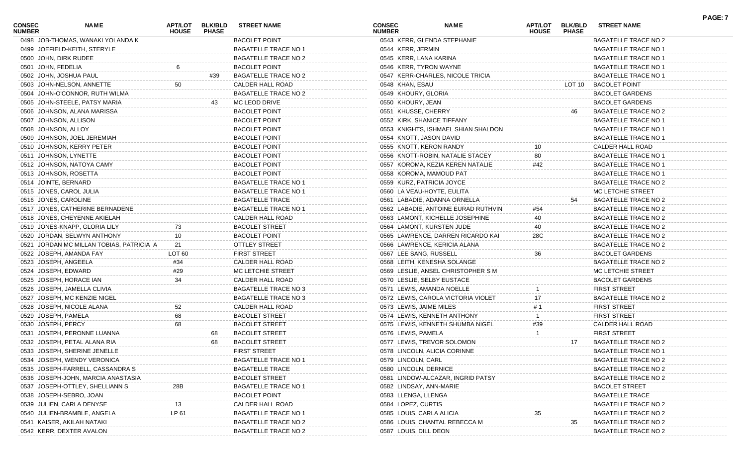| CONSEC NUMBER | NAME | APT/LOT HOUSE | BLK/BLD PHASE | STREET NAME |
|---|---|---|---|---|
| 0498 | JOB-THOMAS, WANAKI YOLANDA K | | | BACOLET POINT |
| 0499 | JOEFIELD-KEITH, STERYLE | | | BAGATELLE TRACE NO 1 |
| 0500 | JOHN, DIRK RUDEE | | | BAGATELLE TRACE NO 2 |
| 0501 | JOHN, FEDELIA | 6 | | BACOLET POINT |
| 0502 | JOHN, JOSHUA PAUL | | #39 | BAGATELLE TRACE NO 2 |
| 0503 | JOHN-NELSON, ANNETTE | 50 | | CALDER HALL ROAD |
| 0504 | JOHN-O'CONNOR, RUTH WILMA | | | BAGATELLE TRACE NO 2 |
| 0505 | JOHN-STEELE, PATSY MARIA | | 43 | MC LEOD DRIVE |
| 0506 | JOHNSON, ALANA MARISSA | | | BACOLET POINT |
| 0507 | JOHNSON, ALLISON | | | BACOLET POINT |
| 0508 | JOHNSON, ALLOY | | | BACOLET POINT |
| 0509 | JOHNSON, JOEL JEREMIAH | | | BACOLET POINT |
| 0510 | JOHNSON, KERRY PETER | | | BACOLET POINT |
| 0511 | JOHNSON, LYNETTE | | | BACOLET POINT |
| 0512 | JOHNSON, NATOYA CAMY | | | BACOLET POINT |
| 0513 | JOHNSON, ROSETTA | | | BACOLET POINT |
| 0514 | JOINTE, BERNARD | | | BAGATELLE TRACE NO 1 |
| 0515 | JONES, CAROL JULIA | | | BAGATELLE TRACE NO 1 |
| 0516 | JONES, CAROLINE | | | BAGATELLE TRACE |
| 0517 | JONES, CATHERINE BERNADENE | | | BAGATELLE TRACE NO 1 |
| 0518 | JONES, CHEYENNE AKIELAH | | | CALDER HALL ROAD |
| 0519 | JONES-KNAPP, GLORIA LILY | 73 | | BACOLET STREET |
| 0520 | JORDAN, SELWYN ANTHONY | 10 | | BACOLET POINT |
| 0521 | JORDAN MC MILLAN TOBIAS, PATRICIA A | 21 | | OTTLEY STREET |
| 0522 | JOSEPH, AMANDA FAY | LOT 60 | | FIRST STREET |
| 0523 | JOSEPH, ANGEELA | #34 | | CALDER HALL ROAD |
| 0524 | JOSEPH, EDWARD | #29 | | MC LETCHIE STREET |
| 0525 | JOSEPH, HORACE IAN | 34 | | CALDER HALL ROAD |
| 0526 | JOSEPH, JAMELLA CLIVIA | | | BAGATELLE TRACE NO 3 |
| 0527 | JOSEPH, MC KENZIE NIGEL | | | BAGATELLE TRACE NO 3 |
| 0528 | JOSEPH, NICOLE ALANA | 52 | | CALDER HALL ROAD |
| 0529 | JOSEPH, PAMELA | 68 | | BACOLET STREET |
| 0530 | JOSEPH, PERCY | 68 | | BACOLET STREET |
| 0531 | JOSEPH, PERONNE LUANNA | | 68 | BACOLET STREET |
| 0532 | JOSEPH, PETAL ALANA RIA | | 68 | BACOLET STREET |
| 0533 | JOSEPH, SHERINE JENELLE | | | FIRST STREET |
| 0534 | JOSEPH, WENDY VERONICA | | | BAGATELLE TRACE NO 1 |
| 0535 | JOSEPH-FARRELL, CASSANDRA S | | | BAGATELLE TRACE |
| 0536 | JOSEPH-JOHN, MARCIA ANASTASIA | | | BACOLET STREET |
| 0537 | JOSEPH-OTTLEY, SHELLIANN S | 28B | | BAGATELLE TRACE NO 1 |
| 0538 | JOSEPH-SEBRO, JOAN | | | BACOLET POINT |
| 0539 | JULIEN, CARLA DENYSE | 13 | | CALDER HALL ROAD |
| 0540 | JULIEN-BRAMBLE, ANGELA | LP 61 | | BAGATELLE TRACE NO 1 |
| 0541 | KAISER, AKILAH NATAKI | | | BAGATELLE TRACE NO 2 |
| 0542 | KERR, DEXTER AVALON | | | BAGATELLE TRACE NO 2 |
| 0543 | KERR, GLENDA STEPHANIE | | | BAGATELLE TRACE NO 2 |
| 0544 | KERR, JERMIN | | | BAGATELLE TRACE NO 1 |
| 0545 | KERR, LANA KARINA | | | BAGATELLE TRACE NO 1 |
| 0546 | KERR, TYRON WAYNE | | | BAGATELLE TRACE NO 1 |
| 0547 | KERR-CHARLES, NICOLE TRICIA | | | BAGATELLE TRACE NO 1 |
| 0548 | KHAN, ESAU | | LOT 10 | BACOLET POINT |
| 0549 | KHOURY, GLORIA | | | BACOLET GARDENS |
| 0550 | KHOURY, JEAN | | | BACOLET GARDENS |
| 0551 | KHUSSE, CHERRY | | 46 | BAGATELLE TRACE NO 2 |
| 0552 | KIRK, SHANICE TIFFANY | | | BAGATELLE TRACE NO 1 |
| 0553 | KNIGHTS, ISHMAEL SHIAN SHALDON | | | BAGATELLE TRACE NO 1 |
| 0554 | KNOTT, JASON DAVID | | | BAGATELLE TRACE NO 1 |
| 0555 | KNOTT, KERON RANDY | 10 | | CALDER HALL ROAD |
| 0556 | KNOTT-ROBIN, NATALIE STACEY | 80 | | BAGATELLE TRACE NO 1 |
| 0557 | KOROMA, KEZIA KEREN NATALIE | #42 | | BAGATELLE TRACE NO 1 |
| 0558 | KOROMA, MAMOUD PAT | | | BAGATELLE TRACE NO 1 |
| 0559 | KURZ, PATRICIA JOYCE | | | BAGATELLE TRACE NO 2 |
| 0560 | LA VEAU-HOYTE, EULITA | | | MC LETCHIE STREET |
| 0561 | LABADIE, ADANNA ORNELLA | | 54 | BAGATELLE TRACE NO 2 |
| 0562 | LABADIE, ANTOINE EURAD RUTHVIN | #54 | | BAGATELLE TRACE NO 2 |
| 0563 | LAMONT, KICHELLE JOSEPHINE | 40 | | BAGATELLE TRACE NO 2 |
| 0564 | LAMONT, KURSTEN JUDE | 40 | | BAGATELLE TRACE NO 2 |
| 0565 | LAWRENCE, DARREN RICARDO KAI | 28C | | BAGATELLE TRACE NO 2 |
| 0566 | LAWRENCE, KERICIA ALANA | | | BAGATELLE TRACE NO 2 |
| 0567 | LEE SANG, RUSSELL | 36 | | BACOLET GARDENS |
| 0568 | LEITH, KENESHA SOLANGE | | | BAGATELLE TRACE NO 2 |
| 0569 | LESLIE, ANSEL CHRISTOPHER S M | | | MC LETCHIE STREET |
| 0570 | LESLIE, SELBY EUSTACE | | | BACOLET GARDENS |
| 0571 | LEWIS, AMANDA NOELLE | 1 | | FIRST STREET |
| 0572 | LEWIS, CAROLA VICTORIA VIOLET | 17 | | BAGATELLE TRACE NO 2 |
| 0573 | LEWIS, JAIME MILES | # 1 | | FIRST STREET |
| 0574 | LEWIS, KENNETH ANTHONY | 1 | | FIRST STREET |
| 0575 | LEWIS, KENNETH SHUMBA NIGEL | #39 | | CALDER HALL ROAD |
| 0576 | LEWIS, PAMELA | 1 | | FIRST STREET |
| 0577 | LEWIS, TREVOR SOLOMON | | 17 | BAGATELLE TRACE NO 2 |
| 0578 | LINCOLN, ALICIA CORINNE | | | BAGATELLE TRACE NO 1 |
| 0579 | LINCOLN, CARL | | | BAGATELLE TRACE NO 2 |
| 0580 | LINCOLN, DERNICE | | | BAGATELLE TRACE NO 2 |
| 0581 | LINDOW-ALCAZAR, INGRID PATSY | | | BAGATELLE TRACE NO 2 |
| 0582 | LINDSAY, ANN-MARIE | | | BACOLET STREET |
| 0583 | LLENGA, LLENGA | | | BAGATELLE TRACE |
| 0584 | LOPEZ, CURTIS | | | BAGATELLE TRACE NO 2 |
| 0585 | LOUIS, CARLA ALICIA | 35 | | BAGATELLE TRACE NO 2 |
| 0586 | LOUIS, CHANTAL REBECCA M | | 35 | BAGATELLE TRACE NO 2 |
| 0587 | LOUIS, DILL DEON | | | BAGATELLE TRACE NO 2 |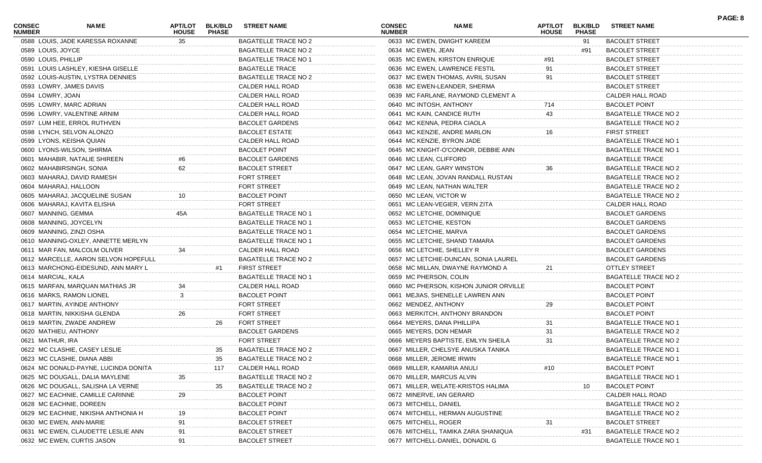| CONSEC NUMBER | NAME | APT/LOT HOUSE | BLK/BLD PHASE | STREET NAME |
|---|---|---|---|---|
| 0588 | LOUIS, JADE KARESSA ROXANNE | 35 | | BAGATELLE TRACE NO 2 |
| 0589 | LOUIS, JOYCE | | | BAGATELLE TRACE NO 2 |
| 0590 | LOUIS, PHILLIP | | | BAGATELLE TRACE NO 1 |
| 0591 | LOUIS LASHLEY, KIESHA GISELLE | | | BAGATELLE TRACE |
| 0592 | LOUIS-AUSTIN, LYSTRA DENNIES | | | BAGATELLE TRACE NO 2 |
| 0593 | LOWRY, JAMES DAVIS | | | CALDER HALL ROAD |
| 0594 | LOWRY, JOAN | | | CALDER HALL ROAD |
| 0595 | LOWRY, MARC ADRIAN | | | CALDER HALL ROAD |
| 0596 | LOWRY, VALENTINE ARNIM | | | CALDER HALL ROAD |
| 0597 | LUM HEE, ERROL RUTHVEN | | | BACOLET GARDENS |
| 0598 | LYNCH, SELVON ALONZO | | | BACOLET ESTATE |
| 0599 | LYONS, KEISHA QUIAN | | | CALDER HALL ROAD |
| 0600 | LYONS-WILSON, SHIRMA | | | BACOLET POINT |
| 0601 | MAHABIR, NATALIE SHIREEN | #6 | | BACOLET GARDENS |
| 0602 | MAHABIRSINGH, SONIA | 62 | | BACOLET STREET |
| 0603 | MAHARAJ, DAVID RAMESH | | | FORT STREET |
| 0604 | MAHARAJ, HALLOON | | | FORT STREET |
| 0605 | MAHARAJ, JACQUELINE SUSAN | 10 | | BACOLET POINT |
| 0606 | MAHARAJ, KAVITA ELISHA | | | FORT STREET |
| 0607 | MANNING, GEMMA | 45A | | BAGATELLE TRACE NO 1 |
| 0608 | MANNING, JOYCELYN | | | BAGATELLE TRACE NO 1 |
| 0609 | MANNING, ZINZI OSHA | | | BAGATELLE TRACE NO 1 |
| 0610 | MANNING-OXLEY, ANNETTE MERLYN | | | BAGATELLE TRACE NO 1 |
| 0611 | MAR FAN, MALCOLM OLIVER | 34 | | CALDER HALL ROAD |
| 0612 | MARCELLE, AARON SELVON HOPEFULL | | | BAGATELLE TRACE NO 2 |
| 0613 | MARCHONG-EIDESUND, ANN MARY L | | #1 | FIRST STREET |
| 0614 | MARCIAL, KALA | | | BAGATELLE TRACE NO 1 |
| 0615 | MARFAN, MARQUAN MATHIAS JR | 34 | | CALDER HALL ROAD |
| 0616 | MARKS, RAMON LIONEL | 3 | | BACOLET POINT |
| 0617 | MARTIN, AYINDE ANTHONY | | | FORT STREET |
| 0618 | MARTIN, NIKKISHA GLENDA | 26 | | FORT STREET |
| 0619 | MARTIN, ZWADE ANDREW | | 26 | FORT STREET |
| 0620 | MATHIEU, ANTHONY | | | BACOLET GARDENS |
| 0621 | MATHUR, IRA | | | FORT STREET |
| 0622 | MC CLASHIE, CASEY LESLIE | | 35 | BAGATELLE TRACE NO 2 |
| 0623 | MC CLASHIE, DIANA ABBI | | 35 | BAGATELLE TRACE NO 2 |
| 0624 | MC DONALD-PAYNE, LUCINDA DONITA | | 117 | CALDER HALL ROAD |
| 0625 | MC DOUGALL, DALIA MAYLENE | 35 | | BAGATELLE TRACE NO 2 |
| 0626 | MC DOUGALL, SALISHA LA VERNE | | 35 | BAGATELLE TRACE NO 2 |
| 0627 | MC EACHNIE, CAMILLE CARINNE | 29 | | BACOLET POINT |
| 0628 | MC EACHNIE, DOREEN | | | BACOLET POINT |
| 0629 | MC EACHNIE, NIKISHA ANTHONIA H | 19 | | BACOLET POINT |
| 0630 | MC EWEN, ANN-MARIE | 91 | | BACOLET STREET |
| 0631 | MC EWEN, CLAUDETTE LESLIE ANN | 91 | | BACOLET STREET |
| 0632 | MC EWEN, CURTIS JASON | 91 | | BACOLET STREET |
| 0633 | MC EWEN, DWIGHT KAREEM | | 91 | BACOLET STREET |
| 0634 | MC EWEN, JEAN | | #91 | BACOLET STREET |
| 0635 | MC EWEN, KIRSTON ENRIQUE | #91 | | BACOLET STREET |
| 0636 | MC EWEN, LAWRENCE FESTIL | 91 | | BACOLET STREET |
| 0637 | MC EWEN THOMAS, AVRIL SUSAN | 91 | | BACOLET STREET |
| 0638 | MC EWEN-LEANDER, SHERMA | | | BACOLET STREET |
| 0639 | MC FARLANE, RAYMOND CLEMENT A | | | CALDER HALL ROAD |
| 0640 | MC INTOSH, ANTHONY | 714 | | BACOLET POINT |
| 0641 | MC KAIN, CANDICE RUTH | 43 | | BAGATELLE TRACE NO 2 |
| 0642 | MC KENNA, PEDRA CIAOLA | | | BAGATELLE TRACE NO 2 |
| 0643 | MC KENZIE, ANDRE MARLON | 16 | | FIRST STREET |
| 0644 | MC KENZIE, BYRON JADE | | | BAGATELLE TRACE NO 1 |
| 0645 | MC KNIGHT-O'CONNOR, DEBBIE ANN | | | BAGATELLE TRACE NO 1 |
| 0646 | MC LEAN, CLIFFORD | | | BAGATELLE TRACE |
| 0647 | MC LEAN, GARY WINSTON | 36 | | BAGATELLE TRACE NO 2 |
| 0648 | MC LEAN, JOVAN RANDALL RUSTAN | | | BAGATELLE TRACE NO 2 |
| 0649 | MC LEAN, NATHAN WALTER | | | BAGATELLE TRACE NO 2 |
| 0650 | MC LEAN, VICTOR W | | | BAGATELLE TRACE NO 2 |
| 0651 | MC LEAN-VEGIER, VERN ZITA | | | CALDER HALL ROAD |
| 0652 | MC LETCHIE, DOMINIQUE | | | BACOLET GARDENS |
| 0653 | MC LETCHIE, KESTON | | | BACOLET GARDENS |
| 0654 | MC LETCHIE, MARVA | | | BACOLET GARDENS |
| 0655 | MC LETCHIE, SHAND TAMARA | | | BACOLET GARDENS |
| 0656 | MC LETCHIE, SHELLEY R | | | BACOLET GARDENS |
| 0657 | MC LETCHIE-DUNCAN, SONIA LAUREL | | | BACOLET GARDENS |
| 0658 | MC MILLAN, DWAYNE RAYMOND A | 21 | | OTTLEY STREET |
| 0659 | MC PHERSON, COLIN | | | BAGATELLE TRACE NO 2 |
| 0660 | MC PHERSON, KISHON JUNIOR ORVILLE | | | BACOLET POINT |
| 0661 | MEJIAS, SHENELLE LAWREN ANN | | | BACOLET POINT |
| 0662 | MENDEZ, ANTHONY | 29 | | BACOLET POINT |
| 0663 | MERKITCH, ANTHONY BRANDON | | | BACOLET POINT |
| 0664 | MEYERS, DANA PHILLIPA | 31 | | BAGATELLE TRACE NO 1 |
| 0665 | MEYERS, DON HEMAR | 31 | | BAGATELLE TRACE NO 2 |
| 0666 | MEYERS BAPTISTE, EMLYN SHEILA | 31 | | BAGATELLE TRACE NO 2 |
| 0667 | MILLER, CHELSYE ANUSKA TANIKA | | | BAGATELLE TRACE NO 1 |
| 0668 | MILLER, JEROME IRWIN | | | BAGATELLE TRACE NO 1 |
| 0669 | MILLER, KAMARIA ANULI | #10 | | BACOLET POINT |
| 0670 | MILLER, MARCUS ALVIN | | | BAGATELLE TRACE NO 1 |
| 0671 | MILLER, WELATE-KRISTOS HALIMA | | 10 | BACOLET POINT |
| 0672 | MINERVE, IAN GERARD | | | CALDER HALL ROAD |
| 0673 | MITCHELL, DANIEL | | | BAGATELLE TRACE NO 2 |
| 0674 | MITCHELL, HERMAN AUGUSTINE | | | BAGATELLE TRACE NO 2 |
| 0675 | MITCHELL, ROGER | 31 | | BACOLET STREET |
| 0676 | MITCHELL, TAMIKA ZARA SHANIQUA | | #31 | BAGATELLE TRACE NO 2 |
| 0677 | MITCHELL-DANIEL, DONADIL G | | | BAGATELLE TRACE NO 1 |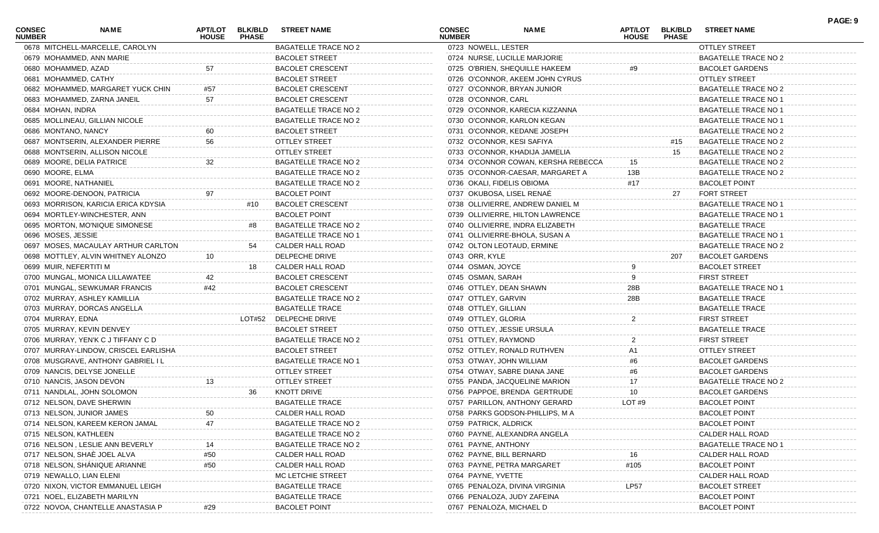| CONSEC NUMBER | NAME | APT/LOT HOUSE | BLK/BLD PHASE | STREET NAME |
|---|---|---|---|---|
| 0678 | MITCHELL-MARCELLE, CAROLYN | | | BAGATELLE TRACE NO 2 |
| 0679 | MOHAMMED, ANN MARIE | | | BACOLET STREET |
| 0680 | MOHAMMED, AZAD | 57 | | BACOLET CRESCENT |
| 0681 | MOHAMMED, CATHY | | | BACOLET STREET |
| 0682 | MOHAMMED, MARGARET YUCK CHIN | #57 | | BACOLET CRESCENT |
| 0683 | MOHAMMED, ZARNA JANEIL | 57 | | BACOLET CRESCENT |
| 0684 | MOHAN, INDRA | | | BAGATELLE TRACE NO 2 |
| 0685 | MOLLINEAU, GILLIAN NICOLE | | | BAGATELLE TRACE NO 2 |
| 0686 | MONTANO, NANCY | 60 | | BACOLET STREET |
| 0687 | MONTSERIN, ALEXANDER PIERRE | 56 | | OTTLEY STREET |
| 0688 | MONTSERIN, ALLISON NICOLE | | | OTTLEY STREET |
| 0689 | MOORE, DELIA PATRICE | 32 | | BAGATELLE TRACE NO 2 |
| 0690 | MOORE, ELMA | | | BAGATELLE TRACE NO 2 |
| 0691 | MOORE, NATHANIEL | | | BAGATELLE TRACE NO 2 |
| 0692 | MOORE-DENOON, PATRICIA | 97 | | BACOLET POINT |
| 0693 | MORRISON, KARICIA ERICA KDYSIA | | #10 | BACOLET CRESCENT |
| 0694 | MORTLEY-WINCHESTER, ANN | | | BACOLET POINT |
| 0695 | MORTON, MO'NIQUE SIMONESE | | #8 | BAGATELLE TRACE NO 2 |
| 0696 | MOSES, JESSIE | | | BAGATELLE TRACE NO 1 |
| 0697 | MOSES, MACAULAY ARTHUR CARLTON | | 54 | CALDER HALL ROAD |
| 0698 | MOTTLEY, ALVIN WHITNEY ALONZO | 10 | | DELPECHE DRIVE |
| 0699 | MUIR, NEFERTITI M | | 18 | CALDER HALL ROAD |
| 0700 | MUNGAL, MONICA LILLAWATEE | 42 | | BACOLET CRESCENT |
| 0701 | MUNGAL, SEWKUMAR FRANCIS | #42 | | BACOLET CRESCENT |
| 0702 | MURRAY, ASHLEY KAMILLIA | | | BAGATELLE TRACE NO 2 |
| 0703 | MURRAY, DORCAS ANGELLA | | | BAGATELLE TRACE |
| 0704 | MURRAY, EDNA | | LOT#52 | DELPECHE DRIVE |
| 0705 | MURRAY, KEVIN DENVEY | | | BACOLET STREET |
| 0706 | MURRAY, YEN'K C J TIFFANY C D | | | BAGATELLE TRACE NO 2 |
| 0707 | MURRAY-LINDOW, CRISCEL EARLISHA | | | BACOLET STREET |
| 0708 | MUSGRAVE, ANTHONY GABRIEL I L | | | BAGATELLE TRACE NO 1 |
| 0709 | NANCIS, DELYSE JONELLE | | | OTTLEY STREET |
| 0710 | NANCIS, JASON DEVON | 13 | | OTTLEY STREET |
| 0711 | NANDLAL, JOHN SOLOMON | | 36 | KNOTT DRIVE |
| 0712 | NELSON, DAVE SHERWIN | | | BAGATELLE TRACE |
| 0713 | NELSON, JUNIOR JAMES | 50 | | CALDER HALL ROAD |
| 0714 | NELSON, KAREEM KERON JAMAL | 47 | | BAGATELLE TRACE NO 2 |
| 0715 | NELSON, KATHLEEN | | | BAGATELLE TRACE NO 2 |
| 0716 | NELSON , LESLIE ANN BEVERLY | 14 | | BAGATELLE TRACE NO 2 |
| 0717 | NELSON, SHAÈ JOEL ALVA | #50 | | CALDER HALL ROAD |
| 0718 | NELSON, SHÁNIQUE ARIANNE | #50 | | CALDER HALL ROAD |
| 0719 | NEWALLO, LIAN ELENI | | | MC LETCHIE STREET |
| 0720 | NIXON, VICTOR EMMANUEL LEIGH | | | BAGATELLE TRACE |
| 0721 | NOEL, ELIZABETH MARILYN | | | BAGATELLE TRACE |
| 0722 | NOVOA, CHANTELLE ANASTASIA P | #29 | | BACOLET POINT |
| 0723 | NOWELL, LESTER | | | OTTLEY STREET |
| 0724 | NURSE, LUCILLE MARJORIE | | | BAGATELLE TRACE NO 2 |
| 0725 | O'BRIEN, SHEQUILLE HAKEEM | #9 | | BACOLET GARDENS |
| 0726 | O'CONNOR, AKEEM JOHN CYRUS | | | OTTLEY STREET |
| 0727 | O'CONNOR, BRYAN JUNIOR | | | BAGATELLE TRACE NO 2 |
| 0728 | O'CONNOR, CARL | | | BAGATELLE TRACE NO 1 |
| 0729 | O'CONNOR, KARECIA KIZZANNA | | | BAGATELLE TRACE NO 1 |
| 0730 | O'CONNOR, KARLON KEGAN | | | BAGATELLE TRACE NO 1 |
| 0731 | O'CONNOR, KEDANE JOSEPH | | | BAGATELLE TRACE NO 2 |
| 0732 | O'CONNOR, KESI SAFIYA | | #15 | BAGATELLE TRACE NO 2 |
| 0733 | O'CONNOR, KHADIJA JAMELIA | | 15 | BAGATELLE TRACE NO 2 |
| 0734 | O'CONNOR COWAN, KERSHA REBECCA | 15 | | BAGATELLE TRACE NO 2 |
| 0735 | O'CONNOR-CAESAR, MARGARET A | 13B | | BAGATELLE TRACE NO 2 |
| 0736 | OKALI, FIDELIS OBIOMA | #17 | | BACOLET POINT |
| 0737 | OKUBOSA, LISEL RENAÉ | | 27 | FORT STREET |
| 0738 | OLLIVIERRE, ANDREW DANIEL M | | | BAGATELLE TRACE NO 1 |
| 0739 | OLLIVIERRE, HILTON LAWRENCE | | | BAGATELLE TRACE NO 1 |
| 0740 | OLLIVIERRE, INDRA ELIZABETH | | | BAGATELLE TRACE |
| 0741 | OLLIVIERRE-BHOLA, SUSAN A | | | BAGATELLE TRACE NO 1 |
| 0742 | OLTON LEOTAUD, ERMINE | | | BAGATELLE TRACE NO 2 |
| 0743 | ORR, KYLE | | 207 | BACOLET GARDENS |
| 0744 | OSMAN, JOYCE | 9 | | BACOLET STREET |
| 0745 | OSMAN, SARAH | 9 | | FIRST STREET |
| 0746 | OTTLEY, DEAN SHAWN | 28B | | BAGATELLE TRACE NO 1 |
| 0747 | OTTLEY, GARVIN | 28B | | BAGATELLE TRACE |
| 0748 | OTTLEY, GILLIAN | | | BAGATELLE TRACE |
| 0749 | OTTLEY, GLORIA | 2 | | FIRST STREET |
| 0750 | OTTLEY, JESSIE URSULA | | | BAGATELLE TRACE |
| 0751 | OTTLEY, RAYMOND | 2 | | FIRST STREET |
| 0752 | OTTLEY, RONALD RUTHVEN | A1 | | OTTLEY STREET |
| 0753 | OTWAY, JOHN WILLIAM | #6 | | BACOLET GARDENS |
| 0754 | OTWAY, SABRE DIANA JANE | #6 | | BACOLET GARDENS |
| 0755 | PANDA, JACQUELINE MARION | 17 | | BAGATELLE TRACE NO 2 |
| 0756 | PAPPOE, BRENDA GERTRUDE | 10 | | BACOLET GARDENS |
| 0757 | PARILLON, ANTHONY GERARD | LOT #9 | | BACOLET POINT |
| 0758 | PARKS GODSON-PHILLIPS, M A | | | BACOLET POINT |
| 0759 | PATRICK, ALDRICK | | | BACOLET POINT |
| 0760 | PAYNE, ALEXANDRA ANGELA | | | CALDER HALL ROAD |
| 0761 | PAYNE, ANTHONY | | | BAGATELLE TRACE NO 1 |
| 0762 | PAYNE, BILL BERNARD | 16 | | CALDER HALL ROAD |
| 0763 | PAYNE, PETRA MARGARET | #105 | | BACOLET POINT |
| 0764 | PAYNE, YVETTE | | | CALDER HALL ROAD |
| 0765 | PENALOZA, DIVINA VIRGINIA | LP57 | | BACOLET STREET |
| 0766 | PENALOZA, JUDY ZAFEINA | | | BACOLET POINT |
| 0767 | PENALOZA, MICHAEL D | | | BACOLET POINT |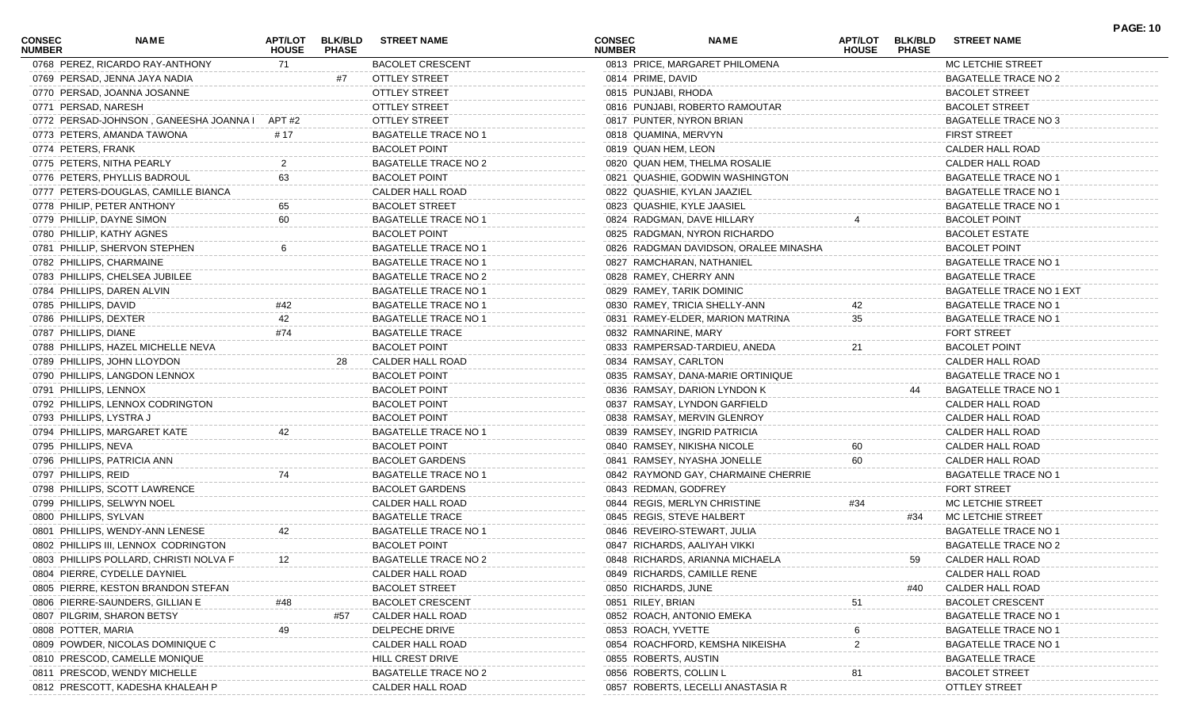| CONSEC NUMBER | NAME | APT/LOT HOUSE | BLK/BLD PHASE | STREET NAME |
|---|---|---|---|---|
| 0768 | PEREZ, RICARDO RAY-ANTHONY | 71 | | BACOLET CRESCENT |
| 0769 | PERSAD, JENNA JAYA NADIA | | #7 | OTTLEY STREET |
| 0770 | PERSAD, JOANNA JOSANNE | | | OTTLEY STREET |
| 0771 | PERSAD, NARESH | | | OTTLEY STREET |
| 0772 | PERSAD-JOHNSON , GANEESHA JOANNA I | APT #2 | | OTTLEY STREET |
| 0773 | PETERS, AMANDA TAWONA | # 17 | | BAGATELLE TRACE NO 1 |
| 0774 | PETERS, FRANK | | | BACOLET POINT |
| 0775 | PETERS, NITHA PEARLY | 2 | | BAGATELLE TRACE NO 2 |
| 0776 | PETERS, PHYLLIS BADROUL | 63 | | BACOLET POINT |
| 0777 | PETERS-DOUGLAS, CAMILLE BIANCA | | | CALDER HALL ROAD |
| 0778 | PHILIP, PETER ANTHONY | 65 | | BACOLET STREET |
| 0779 | PHILLIP, DAYNE SIMON | 60 | | BAGATELLE TRACE NO 1 |
| 0780 | PHILLIP, KATHY AGNES | | | BACOLET POINT |
| 0781 | PHILLIP, SHERVON STEPHEN | 6 | | BAGATELLE TRACE NO 1 |
| 0782 | PHILLIPS, CHARMAINE | | | BAGATELLE TRACE NO 1 |
| 0783 | PHILLIPS, CHELSEA JUBILEE | | | BAGATELLE TRACE NO 2 |
| 0784 | PHILLIPS, DAREN ALVIN | | | BAGATELLE TRACE NO 1 |
| 0785 | PHILLIPS, DAVID | #42 | | BAGATELLE TRACE NO 1 |
| 0786 | PHILLIPS, DEXTER | 42 | | BAGATELLE TRACE NO 1 |
| 0787 | PHILLIPS, DIANE | #74 | | BAGATELLE TRACE |
| 0788 | PHILLIPS, HAZEL MICHELLE NEVA | | | BACOLET POINT |
| 0789 | PHILLIPS, JOHN LLOYDON | | 28 | CALDER HALL ROAD |
| 0790 | PHILLIPS, LANGDON LENNOX | | | BACOLET POINT |
| 0791 | PHILLIPS, LENNOX | | | BACOLET POINT |
| 0792 | PHILLIPS, LENNOX CODRINGTON | | | BACOLET POINT |
| 0793 | PHILLIPS, LYSTRA J | | | BACOLET POINT |
| 0794 | PHILLIPS, MARGARET KATE | 42 | | BAGATELLE TRACE NO 1 |
| 0795 | PHILLIPS, NEVA | | | BACOLET POINT |
| 0796 | PHILLIPS, PATRICIA ANN | | | BACOLET GARDENS |
| 0797 | PHILLIPS, REID | 74 | | BAGATELLE TRACE NO 1 |
| 0798 | PHILLIPS, SCOTT LAWRENCE | | | BACOLET GARDENS |
| 0799 | PHILLIPS, SELWYN NOEL | | | CALDER HALL ROAD |
| 0800 | PHILLIPS, SYLVAN | | | BAGATELLE TRACE |
| 0801 | PHILLIPS, WENDY-ANN LENESE | 42 | | BAGATELLE TRACE NO 1 |
| 0802 | PHILLIPS III, LENNOX CODRINGTON | | | BACOLET POINT |
| 0803 | PHILLIPS POLLARD, CHRISTI NOLVA F | 12 | | BAGATELLE TRACE NO 2 |
| 0804 | PIERRE, CYDELLE DAYNIEL | | | CALDER HALL ROAD |
| 0805 | PIERRE, KESTON BRANDON STEFAN | | | BACOLET STREET |
| 0806 | PIERRE-SAUNDERS, GILLIAN E | #48 | | BACOLET CRESCENT |
| 0807 | PILGRIM, SHARON BETSY | | #57 | CALDER HALL ROAD |
| 0808 | POTTER, MARIA | 49 | | DELPECHE DRIVE |
| 0809 | POWDER, NICOLAS DOMINIQUE C | | | CALDER HALL ROAD |
| 0810 | PRESCOD, CAMELLE MONIQUE | | | HILL CREST DRIVE |
| 0811 | PRESCOD, WENDY MICHELLE | | | BAGATELLE TRACE NO 2 |
| 0812 | PRESCOTT, KADESHA KHALEAH P | | | CALDER HALL ROAD |
| 0813 | PRICE, MARGARET PHILOMENA | | | MC LETCHIE STREET |
| 0814 | PRIME, DAVID | | | BAGATELLE TRACE NO 2 |
| 0815 | PUNJABI, RHODA | | | BACOLET STREET |
| 0816 | PUNJABI, ROBERTO RAMOUTAR | | | BACOLET STREET |
| 0817 | PUNTER, NYRON BRIAN | | | BAGATELLE TRACE NO 3 |
| 0818 | QUAMINA, MERVYN | | | FIRST STREET |
| 0819 | QUAN HEM, LEON | | | CALDER HALL ROAD |
| 0820 | QUAN HEM, THELMA ROSALIE | | | CALDER HALL ROAD |
| 0821 | QUASHIE, GODWIN WASHINGTON | | | BAGATELLE TRACE NO 1 |
| 0822 | QUASHIE, KYLAN JAAZIEL | | | BAGATELLE TRACE NO 1 |
| 0823 | QUASHIE, KYLE JAASIEL | | | BAGATELLE TRACE NO 1 |
| 0824 | RADGMAN, DAVE HILLARY | 4 | | BACOLET POINT |
| 0825 | RADGMAN, NYRON RICHARDO | | | BACOLET ESTATE |
| 0826 | RADGMAN DAVIDSON, ORALEE MINASHA | | | BACOLET POINT |
| 0827 | RAMCHARAN, NATHANIEL | | | BAGATELLE TRACE NO 1 |
| 0828 | RAMEY, CHERRY ANN | | | BAGATELLE TRACE |
| 0829 | RAMEY, TARIK DOMINIC | | | BAGATELLE TRACE NO 1 EXT |
| 0830 | RAMEY, TRICIA SHELLY-ANN | 42 | | BAGATELLE TRACE NO 1 |
| 0831 | RAMEY-ELDER, MARION MATRINA | 35 | | BAGATELLE TRACE NO 1 |
| 0832 | RAMNARINE, MARY | | | FORT STREET |
| 0833 | RAMPERSAD-TARDIEU, ANEDA | 21 | | BACOLET POINT |
| 0834 | RAMSAY, CARLTON | | | CALDER HALL ROAD |
| 0835 | RAMSAY, DANA-MARIE ORTINIQUE | | | BAGATELLE TRACE NO 1 |
| 0836 | RAMSAY, DARION LYNDON K | | 44 | BAGATELLE TRACE NO 1 |
| 0837 | RAMSAY, LYNDON GARFIELD | | | CALDER HALL ROAD |
| 0838 | RAMSAY, MERVIN GLENROY | | | CALDER HALL ROAD |
| 0839 | RAMSEY, INGRID PATRICIA | | | CALDER HALL ROAD |
| 0840 | RAMSEY, NIKISHA NICOLE | 60 | | CALDER HALL ROAD |
| 0841 | RAMSEY, NYASHA JONELLE | 60 | | CALDER HALL ROAD |
| 0842 | RAYMOND GAY, CHARMAINE CHERRIE | | | BAGATELLE TRACE NO 1 |
| 0843 | REDMAN, GODFREY | | | FORT STREET |
| 0844 | REGIS, MERLYN CHRISTINE | #34 | | MC LETCHIE STREET |
| 0845 | REGIS, STEVE HALBERT | | #34 | MC LETCHIE STREET |
| 0846 | REVEIRO-STEWART, JULIA | | | BAGATELLE TRACE NO 1 |
| 0847 | RICHARDS, AALIYAH VIKKI | | | BAGATELLE TRACE NO 2 |
| 0848 | RICHARDS, ARIANNA MICHAELA | | 59 | CALDER HALL ROAD |
| 0849 | RICHARDS, CAMILLE RENE | | | CALDER HALL ROAD |
| 0850 | RICHARDS, JUNE | | #40 | CALDER HALL ROAD |
| 0851 | RILEY, BRIAN | 51 | | BACOLET CRESCENT |
| 0852 | ROACH, ANTONIO EMEKA | | | BAGATELLE TRACE NO 1 |
| 0853 | ROACH, YVETTE | 6 | | BAGATELLE TRACE NO 1 |
| 0854 | ROACHFORD, KEMSHA NIKEISHA | 2 | | BAGATELLE TRACE NO 1 |
| 0855 | ROBERTS, AUSTIN | | | BAGATELLE TRACE |
| 0856 | ROBERTS, COLLIN L | 81 | | BACOLET STREET |
| 0857 | ROBERTS, LECELLI ANASTASIA R | | | OTTLEY STREET |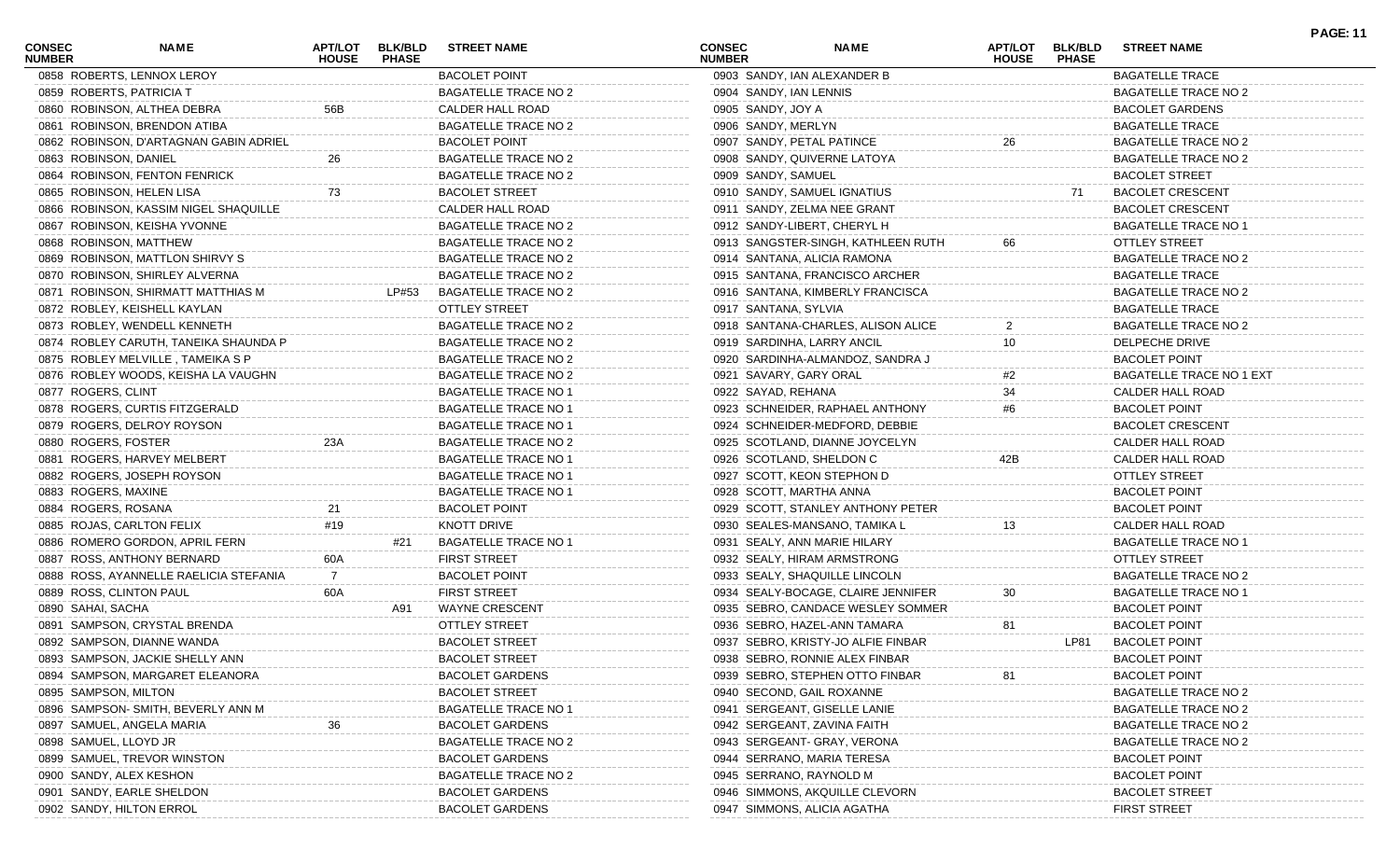| CONSEC NUMBER | NAME | APT/LOT HOUSE | BLK/BLD PHASE | STREET NAME |
|---|---|---|---|---|
| 0858 | ROBERTS, LENNOX LEROY | | | BACOLET POINT |
| 0859 | ROBERTS, PATRICIA T | | | BAGATELLE TRACE NO 2 |
| 0860 | ROBINSON, ALTHEA DEBRA | 56B | | CALDER HALL ROAD |
| 0861 | ROBINSON, BRENDON ATIBA | | | BAGATELLE TRACE NO 2 |
| 0862 | ROBINSON, D'ARTAGNAN GABIN ADRIEL | | | BACOLET POINT |
| 0863 | ROBINSON, DANIEL | 26 | | BAGATELLE TRACE NO 2 |
| 0864 | ROBINSON, FENTON FENRICK | | | BAGATELLE TRACE NO 2 |
| 0865 | ROBINSON, HELEN LISA | 73 | | BACOLET STREET |
| 0866 | ROBINSON, KASSIM NIGEL SHAQUILLE | | | CALDER HALL ROAD |
| 0867 | ROBINSON, KEISHA YVONNE | | | BAGATELLE TRACE NO 2 |
| 0868 | ROBINSON, MATTHEW | | | BAGATELLE TRACE NO 2 |
| 0869 | ROBINSON, MATTLON SHIRVY S | | | BAGATELLE TRACE NO 2 |
| 0870 | ROBINSON, SHIRLEY ALVERNA | | | BAGATELLE TRACE NO 2 |
| 0871 | ROBINSON, SHIRMATT MATTHIAS M | | LP#53 | BAGATELLE TRACE NO 2 |
| 0872 | ROBLEY, KEISHELL KAYLAN | | | OTTLEY STREET |
| 0873 | ROBLEY, WENDELL KENNETH | | | BAGATELLE TRACE NO 2 |
| 0874 | ROBLEY CARUTH, TANEIKA SHAUNDA P | | | BAGATELLE TRACE NO 2 |
| 0875 | ROBLEY MELVILLE , TAMEIKA S P | | | BAGATELLE TRACE NO 2 |
| 0876 | ROBLEY WOODS, KEISHA LA VAUGHN | | | BAGATELLE TRACE NO 2 |
| 0877 | ROGERS, CLINT | | | BAGATELLE TRACE NO 1 |
| 0878 | ROGERS, CURTIS FITZGERALD | | | BAGATELLE TRACE NO 1 |
| 0879 | ROGERS, DELROY ROYSON | | | BAGATELLE TRACE NO 1 |
| 0880 | ROGERS, FOSTER | 23A | | BAGATELLE TRACE NO 2 |
| 0881 | ROGERS, HARVEY MELBERT | | | BAGATELLE TRACE NO 1 |
| 0882 | ROGERS, JOSEPH ROYSON | | | BAGATELLE TRACE NO 1 |
| 0883 | ROGERS, MAXINE | | | BAGATELLE TRACE NO 1 |
| 0884 | ROGERS, ROSANA | 21 | | BACOLET POINT |
| 0885 | ROJAS, CARLTON FELIX | #19 | | KNOTT DRIVE |
| 0886 | ROMERO GORDON, APRIL FERN | | #21 | BAGATELLE TRACE NO 1 |
| 0887 | ROSS, ANTHONY BERNARD | 60A | | FIRST STREET |
| 0888 | ROSS, AYANNELLE RAELICIA STEFANIA | 7 | | BACOLET POINT |
| 0889 | ROSS, CLINTON PAUL | 60A | | FIRST STREET |
| 0890 | SAHAI, SACHA | | A91 | WAYNE CRESCENT |
| 0891 | SAMPSON, CRYSTAL BRENDA | | | OTTLEY STREET |
| 0892 | SAMPSON, DIANNE WANDA | | | BACOLET STREET |
| 0893 | SAMPSON, JACKIE SHELLY ANN | | | BACOLET STREET |
| 0894 | SAMPSON, MARGARET ELEANORA | | | BACOLET GARDENS |
| 0895 | SAMPSON, MILTON | | | BACOLET STREET |
| 0896 | SAMPSON- SMITH, BEVERLY ANN M | | | BAGATELLE TRACE NO 1 |
| 0897 | SAMUEL, ANGELA MARIA | 36 | | BACOLET GARDENS |
| 0898 | SAMUEL, LLOYD JR | | | BAGATELLE TRACE NO 2 |
| 0899 | SAMUEL, TREVOR WINSTON | | | BACOLET GARDENS |
| 0900 | SANDY, ALEX KESHON | | | BAGATELLE TRACE NO 2 |
| 0901 | SANDY, EARLE SHELDON | | | BACOLET GARDENS |
| 0902 | SANDY, HILTON ERROL | | | BACOLET GARDENS |
| 0903 | SANDY, IAN ALEXANDER B | | | BAGATELLE TRACE |
| 0904 | SANDY, IAN LENNIS | | | BAGATELLE TRACE NO 2 |
| 0905 | SANDY, JOY A | | | BACOLET GARDENS |
| 0906 | SANDY, MERLYN | | | BAGATELLE TRACE |
| 0907 | SANDY, PETAL PATINCE | 26 | | BAGATELLE TRACE NO 2 |
| 0908 | SANDY, QUIVERNE LATOYA | | | BAGATELLE TRACE NO 2 |
| 0909 | SANDY, SAMUEL | | | BACOLET STREET |
| 0910 | SANDY, SAMUEL IGNATIUS | | 71 | BACOLET CRESCENT |
| 0911 | SANDY, ZELMA NEE GRANT | | | BACOLET CRESCENT |
| 0912 | SANDY-LIBERT, CHERYL H | | | BAGATELLE TRACE NO 1 |
| 0913 | SANGSTER-SINGH, KATHLEEN RUTH | 66 | | OTTLEY STREET |
| 0914 | SANTANA, ALICIA RAMONA | | | BAGATELLE TRACE NO 2 |
| 0915 | SANTANA, FRANCISCO ARCHER | | | BAGATELLE TRACE |
| 0916 | SANTANA, KIMBERLY FRANCISCA | | | BAGATELLE TRACE NO 2 |
| 0917 | SANTANA, SYLVIA | | | BAGATELLE TRACE |
| 0918 | SANTANA-CHARLES, ALISON ALICE | 2 | | BAGATELLE TRACE NO 2 |
| 0919 | SARDINHA, LARRY ANCIL | 10 | | DELPECHE DRIVE |
| 0920 | SARDINHA-ALMANDOZ, SANDRA J | | | BACOLET POINT |
| 0921 | SAVARY, GARY ORAL | #2 | | BAGATELLE TRACE NO 1 EXT |
| 0922 | SAYAD, REHANA | 34 | | CALDER HALL ROAD |
| 0923 | SCHNEIDER, RAPHAEL ANTHONY | #6 | | BACOLET POINT |
| 0924 | SCHNEIDER-MEDFORD, DEBBIE | | | BACOLET CRESCENT |
| 0925 | SCOTLAND, DIANNE JOYCELYN | | | CALDER HALL ROAD |
| 0926 | SCOTLAND, SHELDON C | 42B | | CALDER HALL ROAD |
| 0927 | SCOTT, KEON STEPHON D | | | OTTLEY STREET |
| 0928 | SCOTT, MARTHA ANNA | | | BACOLET POINT |
| 0929 | SCOTT, STANLEY ANTHONY PETER | | | BACOLET POINT |
| 0930 | SEALES-MANSANO, TAMIKA L | 13 | | CALDER HALL ROAD |
| 0931 | SEALY, ANN MARIE HILARY | | | BAGATELLE TRACE NO 1 |
| 0932 | SEALY, HIRAM ARMSTRONG | | | OTTLEY STREET |
| 0933 | SEALY, SHAQUILLE LINCOLN | | | BAGATELLE TRACE NO 2 |
| 0934 | SEALY-BOCAGE, CLAIRE JENNIFER | 30 | | BAGATELLE TRACE NO 1 |
| 0935 | SEBRO, CANDACE WESLEY SOMMER | | | BACOLET POINT |
| 0936 | SEBRO, HAZEL-ANN TAMARA | 81 | | BACOLET POINT |
| 0937 | SEBRO, KRISTY-JO ALFIE FINBAR | | LP81 | BACOLET POINT |
| 0938 | SEBRO, RONNIE ALEX FINBAR | | | BACOLET POINT |
| 0939 | SEBRO, STEPHEN OTTO FINBAR | 81 | | BACOLET POINT |
| 0940 | SECOND, GAIL ROXANNE | | | BAGATELLE TRACE NO 2 |
| 0941 | SERGEANT, GISELLE LANIE | | | BAGATELLE TRACE NO 2 |
| 0942 | SERGEANT, ZAVINA FAITH | | | BAGATELLE TRACE NO 2 |
| 0943 | SERGEANT- GRAY, VERONA | | | BAGATELLE TRACE NO 2 |
| 0944 | SERRANO, MARIA TERESA | | | BACOLET POINT |
| 0945 | SERRANO, RAYNOLD M | | | BACOLET POINT |
| 0946 | SIMMONS, AKQUILLE CLEVORN | | | BACOLET STREET |
| 0947 | SIMMONS, ALICIA AGATHA | | | FIRST STREET |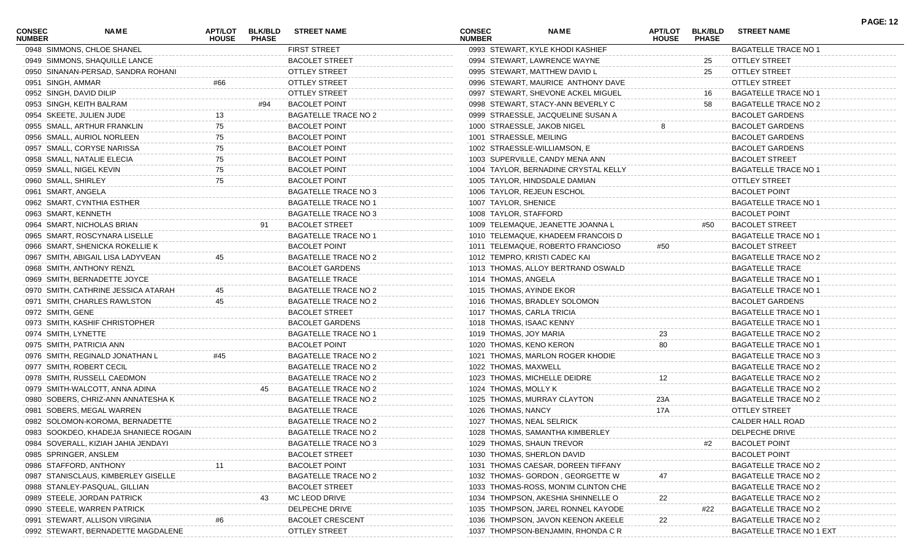| CONSEC NUMBER | NAME | APT/LOT HOUSE | BLK/BLD PHASE | STREET NAME |
|---|---|---|---|---|
| 0948 | SIMMONS, CHLOE SHANEL | | | FIRST STREET |
| 0949 | SIMMONS, SHAQUILLE LANCE | | | BACOLET STREET |
| 0950 | SINANAN-PERSAD, SANDRA ROHANI | | | OTTLEY STREET |
| 0951 | SINGH, AMMAR | #66 | | OTTLEY STREET |
| 0952 | SINGH, DAVID DILIP | | | OTTLEY STREET |
| 0953 | SINGH, KEITH BALRAM | | #94 | BACOLET POINT |
| 0954 | SKEETE, JULIEN JUDE | 13 | | BAGATELLE TRACE NO 2 |
| 0955 | SMALL, ARTHUR FRANKLIN | 75 | | BACOLET POINT |
| 0956 | SMALL, AURIOL NORLEEN | 75 | | BACOLET POINT |
| 0957 | SMALL, CORYSE NARISSA | 75 | | BACOLET POINT |
| 0958 | SMALL, NATALIE ELECIA | 75 | | BACOLET POINT |
| 0959 | SMALL, NIGEL KEVIN | 75 | | BACOLET POINT |
| 0960 | SMALL, SHIRLEY | 75 | | BACOLET POINT |
| 0961 | SMART, ANGELA | | | BAGATELLE TRACE NO 3 |
| 0962 | SMART, CYNTHIA ESTHER | | | BAGATELLE TRACE NO 1 |
| 0963 | SMART, KENNETH | | | BAGATELLE TRACE NO 3 |
| 0964 | SMART, NICHOLAS BRIAN | | 91 | BACOLET STREET |
| 0965 | SMART, ROSCYNARA LISELLE | | | BAGATELLE TRACE NO 1 |
| 0966 | SMART, SHENICKA ROKELLIE K | | | BACOLET POINT |
| 0967 | SMITH, ABIGAIL LISA LADYVEAN | 45 | | BAGATELLE TRACE NO 2 |
| 0968 | SMITH, ANTHONY RENZL | | | BACOLET GARDENS |
| 0969 | SMITH, BERNADETTE JOYCE | | | BAGATELLE TRACE |
| 0970 | SMITH, CATHRINE JESSICA ATARAH | 45 | | BAGATELLE TRACE NO 2 |
| 0971 | SMITH, CHARLES RAWLSTON | 45 | | BAGATELLE TRACE NO 2 |
| 0972 | SMITH, GENE | | | BACOLET STREET |
| 0973 | SMITH, KASHIF CHRISTOPHER | | | BACOLET GARDENS |
| 0974 | SMITH, LYNETTE | | | BAGATELLE TRACE NO 1 |
| 0975 | SMITH, PATRICIA ANN | | | BACOLET POINT |
| 0976 | SMITH, REGINALD JONATHAN L | #45 | | BAGATELLE TRACE NO 2 |
| 0977 | SMITH, ROBERT CECIL | | | BAGATELLE TRACE NO 2 |
| 0978 | SMITH, RUSSELL CAEDMON | | | BAGATELLE TRACE NO 2 |
| 0979 | SMITH-WALCOTT, ANNA ADINA | | 45 | BAGATELLE TRACE NO 2 |
| 0980 | SOBERS, CHRIZ-ANN ANNATESHA K | | | BAGATELLE TRACE NO 2 |
| 0981 | SOBERS, MEGAL WARREN | | | BAGATELLE TRACE |
| 0982 | SOLOMON-KOROMA, BERNADETTE | | | BAGATELLE TRACE NO 2 |
| 0983 | SOOKDEO, KHADEJA SHANIECE ROGAIN | | | BAGATELLE TRACE NO 2 |
| 0984 | SOVERALL, KIZIAH JAHIA JENDAYI | | | BAGATELLE TRACE NO 3 |
| 0985 | SPRINGER, ANSLEM | | | BACOLET STREET |
| 0986 | STAFFORD, ANTHONY | 11 | | BACOLET POINT |
| 0987 | STANISCLAUS, KIMBERLEY GISELLE | | | BAGATELLE TRACE NO 2 |
| 0988 | STANLEY-PASQUAL, GILLIAN | | | BACOLET STREET |
| 0989 | STEELE, JORDAN PATRICK | | 43 | MC LEOD DRIVE |
| 0990 | STEELE, WARREN PATRICK | | | DELPECHE DRIVE |
| 0991 | STEWART, ALLISON VIRGINIA | #6 | | BACOLET CRESCENT |
| 0992 | STEWART, BERNADETTE MAGDALENE | | | OTTLEY STREET |
| 0993 | STEWART, KYLE KHODI KASHIEF | | | BAGATELLE TRACE NO 1 |
| 0994 | STEWART, LAWRENCE WAYNE | | 25 | OTTLEY STREET |
| 0995 | STEWART, MATTHEW DAVID L | | 25 | OTTLEY STREET |
| 0996 | STEWART, MAURICE ANTHONY DAVE | | | OTTLEY STREET |
| 0997 | STEWART, SHEVONE ACKEL MIGUEL | | 16 | BAGATELLE TRACE NO 1 |
| 0998 | STEWART, STACY-ANN BEVERLY C | | 58 | BAGATELLE TRACE NO 2 |
| 0999 | STRAESSLE, JACQUELINE SUSAN A | | | BACOLET GARDENS |
| 1000 | STRAESSLE, JAKOB NIGEL | 8 | | BACOLET GARDENS |
| 1001 | STRAESSLE, MEILING | | | BACOLET GARDENS |
| 1002 | STRAESSLE-WILLIAMSON, E | | | BACOLET GARDENS |
| 1003 | SUPERVILLE, CANDY MENA ANN | | | BACOLET STREET |
| 1004 | TAYLOR, BERNADINE CRYSTAL KELLY | | | BAGATELLE TRACE NO 1 |
| 1005 | TAYLOR, HINDSDALE DAMIAN | | | OTTLEY STREET |
| 1006 | TAYLOR, REJEUN ESCHOL | | | BACOLET POINT |
| 1007 | TAYLOR, SHENICE | | | BAGATELLE TRACE NO 1 |
| 1008 | TAYLOR, STAFFORD | | | BACOLET POINT |
| 1009 | TELEMAQUE, JEANETTE JOANNA L | | #50 | BACOLET STREET |
| 1010 | TELEMAQUE, KHADEEM FRANCOIS D | | | BAGATELLE TRACE NO 1 |
| 1011 | TELEMAQUE, ROBERTO FRANCIOSO | #50 | | BACOLET STREET |
| 1012 | TEMPRO, KRISTI CADEC KAI | | | BAGATELLE TRACE NO 2 |
| 1013 | THOMAS, ALLOY BERTRAND OSWALD | | | BAGATELLE TRACE |
| 1014 | THOMAS, ANGELA | | | BAGATELLE TRACE NO 1 |
| 1015 | THOMAS, AYINDE EKOR | | | BAGATELLE TRACE NO 1 |
| 1016 | THOMAS, BRADLEY SOLOMON | | | BACOLET GARDENS |
| 1017 | THOMAS, CARLA TRICIA | | | BAGATELLE TRACE NO 1 |
| 1018 | THOMAS, ISAAC KENNY | | | BAGATELLE TRACE NO 1 |
| 1019 | THOMAS, JOY MARIA | 23 | | BAGATELLE TRACE NO 2 |
| 1020 | THOMAS, KENO KERON | 80 | | BAGATELLE TRACE NO 1 |
| 1021 | THOMAS, MARLON ROGER KHODIE | | | BAGATELLE TRACE NO 3 |
| 1022 | THOMAS, MAXWELL | | | BAGATELLE TRACE NO 2 |
| 1023 | THOMAS, MICHELLE DEIDRE | 12 | | BAGATELLE TRACE NO 2 |
| 1024 | THOMAS, MOLLY K | | | BAGATELLE TRACE NO 2 |
| 1025 | THOMAS, MURRAY CLAYTON | 23A | | BAGATELLE TRACE NO 2 |
| 1026 | THOMAS, NANCY | 17A | | OTTLEY STREET |
| 1027 | THOMAS, NEAL SELRICK | | | CALDER HALL ROAD |
| 1028 | THOMAS, SAMANTHA KIMBERLEY | | | DELPECHE DRIVE |
| 1029 | THOMAS, SHAUN TREVOR | | #2 | BACOLET POINT |
| 1030 | THOMAS, SHERLON DAVID | | | BACOLET POINT |
| 1031 | THOMAS CAESAR, DOREEN TIFFANY | | | BAGATELLE TRACE NO 2 |
| 1032 | THOMAS- GORDON , GEORGETTE W | 47 | | BAGATELLE TRACE NO 2 |
| 1033 | THOMAS-ROSS, MON'IM CLINTON CHE | | | BAGATELLE TRACE NO 2 |
| 1034 | THOMPSON, AKESHIA SHINNELLE O | 22 | | BAGATELLE TRACE NO 2 |
| 1035 | THOMPSON, JAREL RONNEL KAYODE | | #22 | BAGATELLE TRACE NO 2 |
| 1036 | THOMPSON, JAVON KEENON AKEELE | 22 | | BAGATELLE TRACE NO 2 |
| 1037 | THOMPSON-BENJAMIN, RHONDA C R | | | BAGATELLE TRACE NO 1 EXT |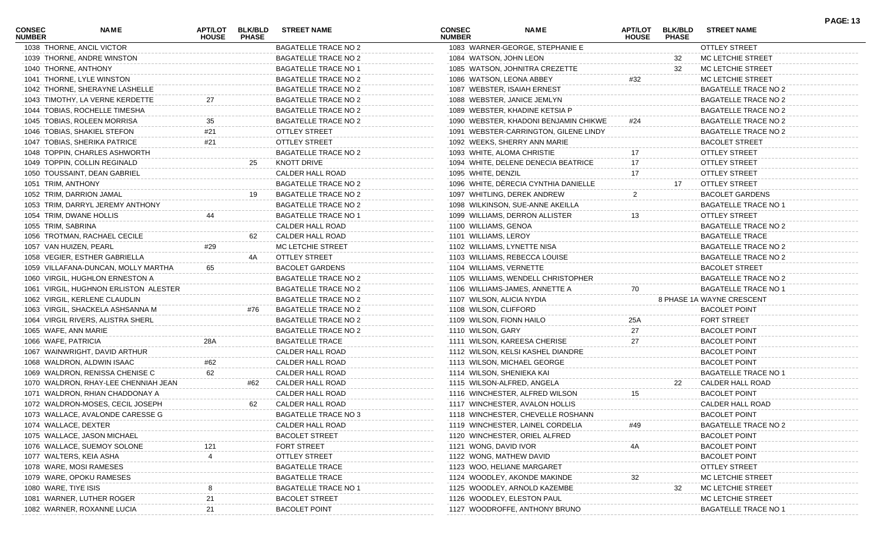| CONSEC NUMBER | NAME | APT/LOT HOUSE | BLK/BLD PHASE | STREET NAME |
|---|---|---|---|---|
| 1038 | THORNE, ANCIL VICTOR | | | BAGATELLE TRACE NO 2 |
| 1039 | THORNE, ANDRE WINSTON | | | BAGATELLE TRACE NO 2 |
| 1040 | THORNE, ANTHONY | | | BAGATELLE TRACE NO 1 |
| 1041 | THORNE, LYLE WINSTON | | | BAGATELLE TRACE NO 2 |
| 1042 | THORNE, SHERAYNE LASHELLE | | | BAGATELLE TRACE NO 2 |
| 1043 | TIMOTHY, LA VERNE KERDETTE | 27 | | BAGATELLE TRACE NO 2 |
| 1044 | TOBIAS, ROCHELLE TIMESHA | | | BAGATELLE TRACE NO 2 |
| 1045 | TOBIAS, ROLEEN MORRISA | 35 | | BAGATELLE TRACE NO 2 |
| 1046 | TOBIAS, SHAKIEL STEFON | #21 | | OTTLEY STREET |
| 1047 | TOBIAS, SHERIKA PATRICE | #21 | | OTTLEY STREET |
| 1048 | TOPPIN, CHARLES ASHWORTH | | | BAGATELLE TRACE NO 2 |
| 1049 | TOPPIN, COLLIN REGINALD | | 25 | KNOTT DRIVE |
| 1050 | TOUSSAINT, DEAN GABRIEL | | | CALDER HALL ROAD |
| 1051 | TRIM, ANTHONY | | | BAGATELLE TRACE NO 2 |
| 1052 | TRIM, DARRION JAMAL | | 19 | BAGATELLE TRACE NO 2 |
| 1053 | TRIM, DARRYL JEREMY ANTHONY | | | BAGATELLE TRACE NO 2 |
| 1054 | TRIM, DWANE HOLLIS | 44 | | BAGATELLE TRACE NO 1 |
| 1055 | TRIM, SABRINA | | | CALDER HALL ROAD |
| 1056 | TROTMAN, RACHAEL CECILE | | 62 | CALDER HALL ROAD |
| 1057 | VAN HUIZEN, PEARL | #29 | | MC LETCHIE STREET |
| 1058 | VEGIER, ESTHER GABRIELLA | | 4A | OTTLEY STREET |
| 1059 | VILLAFANA-DUNCAN, MOLLY MARTHA | 65 | | BACOLET GARDENS |
| 1060 | VIRGIL, HUGHLON ERNESTON A | | | BAGATELLE TRACE NO 2 |
| 1061 | VIRGIL, HUGHNON ERLISTON ALESTER | | | BAGATELLE TRACE NO 2 |
| 1062 | VIRGIL, KERLENE CLAUDLIN | | | BAGATELLE TRACE NO 2 |
| 1063 | VIRGIL, SHACKELA ASHSANNA M | | #76 | BAGATELLE TRACE NO 2 |
| 1064 | VIRGIL RIVERS, ALISTRA SHERL | | | BAGATELLE TRACE NO 2 |
| 1065 | WAFE, ANN MARIE | | | BAGATELLE TRACE NO 2 |
| 1066 | WAFE, PATRICIA | 28A | | BAGATELLE TRACE |
| 1067 | WAINWRIGHT, DAVID ARTHUR | | | CALDER HALL ROAD |
| 1068 | WALDRON, ALDWIN ISAAC | #62 | | CALDER HALL ROAD |
| 1069 | WALDRON, RENISSA CHENISE C | 62 | | CALDER HALL ROAD |
| 1070 | WALDRON, RHAY-LEE CHENNIAH JEAN | | #62 | CALDER HALL ROAD |
| 1071 | WALDRON, RHIAN CHADDONAY A | | | CALDER HALL ROAD |
| 1072 | WALDRON-MOSES, CECIL JOSEPH | | 62 | CALDER HALL ROAD |
| 1073 | WALLACE, AVALONDE CARESSE G | | | BAGATELLE TRACE NO 3 |
| 1074 | WALLACE, DEXTER | | | CALDER HALL ROAD |
| 1075 | WALLACE, JASON MICHAEL | | | BACOLET STREET |
| 1076 | WALLACE, SUEMOY SOLONE | 121 | | FORT STREET |
| 1077 | WALTERS, KEIA ASHA | 4 | | OTTLEY STREET |
| 1078 | WARE, MOSI RAMESES | | | BAGATELLE TRACE |
| 1079 | WARE, OPOKU RAMESES | | | BAGATELLE TRACE |
| 1080 | WARE, TIYE ISIS | 8 | | BAGATELLE TRACE NO 1 |
| 1081 | WARNER, LUTHER ROGER | 21 | | BACOLET STREET |
| 1082 | WARNER, ROXANNE LUCIA | 21 | | BACOLET POINT |
| 1083 | WARNER-GEORGE, STEPHANIE E | | | OTTLEY STREET |
| 1084 | WATSON, JOHN LEON | | 32 | MC LETCHIE STREET |
| 1085 | WATSON, JOHNITRA CREZETTE | | 32 | MC LETCHIE STREET |
| 1086 | WATSON, LEONA ABBEY | #32 | | MC LETCHIE STREET |
| 1087 | WEBSTER, ISAIAH ERNEST | | | BAGATELLE TRACE NO 2 |
| 1088 | WEBSTER, JANICE JEMLYN | | | BAGATELLE TRACE NO 2 |
| 1089 | WEBSTER, KHADINE KETSIA P | | | BAGATELLE TRACE NO 2 |
| 1090 | WEBSTER, KHADONI BENJAMIN CHIKWE | #24 | | BAGATELLE TRACE NO 2 |
| 1091 | WEBSTER-CARRINGTON, GILENE LINDY | | | BAGATELLE TRACE NO 2 |
| 1092 | WEEKS, SHERRY ANN MARIE | | | BACOLET STREET |
| 1093 | WHITE, ALOMA CHRISTIE | 17 | | OTTLEY STREET |
| 1094 | WHITE, DELENE DENECIA BEATRICE | 17 | | OTTLEY STREET |
| 1095 | WHITE, DENZIL | 17 | | OTTLEY STREET |
| 1096 | WHITE, DERECIA CYNTHIA DANIELLE | | 17 | OTTLEY STREET |
| 1097 | WHITLING, DEREK ANDREW | 2 | | BACOLET GARDENS |
| 1098 | WILKINSON, SUE-ANNE AKEILLA | | | BAGATELLE TRACE NO 1 |
| 1099 | WILLIAMS, DERRON ALLISTER | 13 | | OTTLEY STREET |
| 1100 | WILLIAMS, GENOA | | | BAGATELLE TRACE NO 2 |
| 1101 | WILLIAMS, LEROY | | | BAGATELLE TRACE |
| 1102 | WILLIAMS, LYNETTE NISA | | | BAGATELLE TRACE NO 2 |
| 1103 | WILLIAMS, REBECCA LOUISE | | | BAGATELLE TRACE NO 2 |
| 1104 | WILLIAMS, VERNETTE | | | BACOLET STREET |
| 1105 | WILLIAMS, WENDELL CHRISTOPHER | | | BAGATELLE TRACE NO 2 |
| 1106 | WILLIAMS-JAMES, ANNETTE A | 70 | | BAGATELLE TRACE NO 1 |
| 1107 | WILSON, ALICIA NYDIA | | 8 PHASE 1A | WAYNE CRESCENT |
| 1108 | WILSON, CLIFFORD | | | BACOLET POINT |
| 1109 | WILSON, FIONN HAILO | 25A | | FORT STREET |
| 1110 | WILSON, GARY | 27 | | BACOLET POINT |
| 1111 | WILSON, KAREESA CHERISE | 27 | | BACOLET POINT |
| 1112 | WILSON, KELSI KASHEL DIANDRE | | | BACOLET POINT |
| 1113 | WILSON, MICHAEL GEORGE | | | BACOLET POINT |
| 1114 | WILSON, SHENIEKA KAI | | | BAGATELLE TRACE NO 1 |
| 1115 | WILSON-ALFRED, ANGELA | | 22 | CALDER HALL ROAD |
| 1116 | WINCHESTER, ALFRED WILSON | 15 | | BACOLET POINT |
| 1117 | WINCHESTER, AVALON HOLLIS | | | CALDER HALL ROAD |
| 1118 | WINCHESTER, CHEVELLE ROSHANN | | | BACOLET POINT |
| 1119 | WINCHESTER, LAINEL CORDELIA | #49 | | BAGATELLE TRACE NO 2 |
| 1120 | WINCHESTER, ORIEL ALFRED | | | BACOLET POINT |
| 1121 | WONG, DAVID IVOR | 4A | | BACOLET POINT |
| 1122 | WONG, MATHEW DAVID | | | BACOLET POINT |
| 1123 | WOO, HELIANE MARGARET | | | OTTLEY STREET |
| 1124 | WOODLEY, AKONDE MAKINDE | 32 | | MC LETCHIE STREET |
| 1125 | WOODLEY, ARNOLD KAZEMBE | | 32 | MC LETCHIE STREET |
| 1126 | WOODLEY, ELESTON PAUL | | | MC LETCHIE STREET |
| 1127 | WOODROFFE, ANTHONY BRUNO | | | BAGATELLE TRACE NO 1 |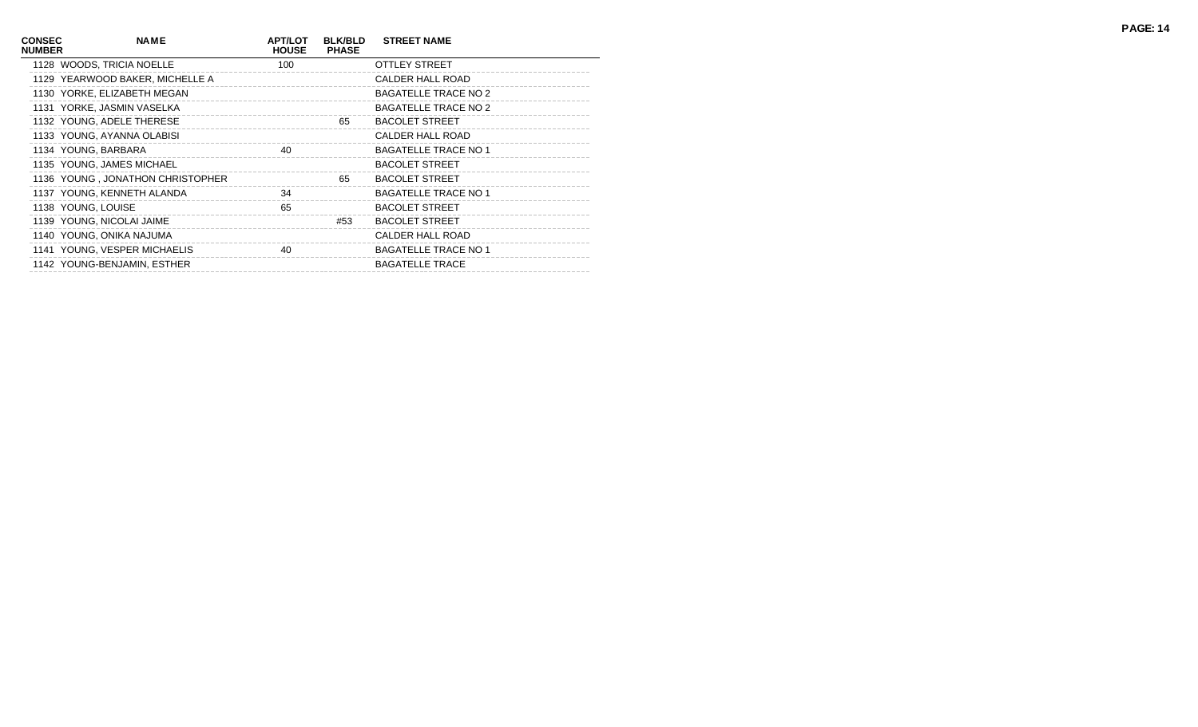| CONSEC NUMBER | NAME | APT/LOT HOUSE | BLK/BLD PHASE | STREET NAME |
|---|---|---|---|---|
| 1128 | WOODS, TRICIA NOELLE | 100 | | OTTLEY STREET |
| 1129 | YEARWOOD BAKER, MICHELLE A | | | CALDER HALL ROAD |
| 1130 | YORKE, ELIZABETH MEGAN | | | BAGATELLE TRACE NO 2 |
| 1131 | YORKE, JASMIN VASELKA | | | BAGATELLE TRACE NO 2 |
| 1132 | YOUNG, ADELE THERESE | | 65 | BACOLET STREET |
| 1133 | YOUNG, AYANNA OLABISI | | | CALDER HALL ROAD |
| 1134 | YOUNG, BARBARA | 40 | | BAGATELLE TRACE NO 1 |
| 1135 | YOUNG, JAMES MICHAEL | | | BACOLET STREET |
| 1136 | YOUNG , JONATHON CHRISTOPHER | | 65 | BACOLET STREET |
| 1137 | YOUNG, KENNETH ALANDA | 34 | | BAGATELLE TRACE NO 1 |
| 1138 | YOUNG, LOUISE | 65 | | BACOLET STREET |
| 1139 | YOUNG, NICOLAI JAIME | | #53 | BACOLET STREET |
| 1140 | YOUNG, ONIKA NAJUMA | | | CALDER HALL ROAD |
| 1141 | YOUNG, VESPER MICHAELIS | 40 | | BAGATELLE TRACE NO 1 |
| 1142 | YOUNG-BENJAMIN, ESTHER | | | BAGATELLE TRACE |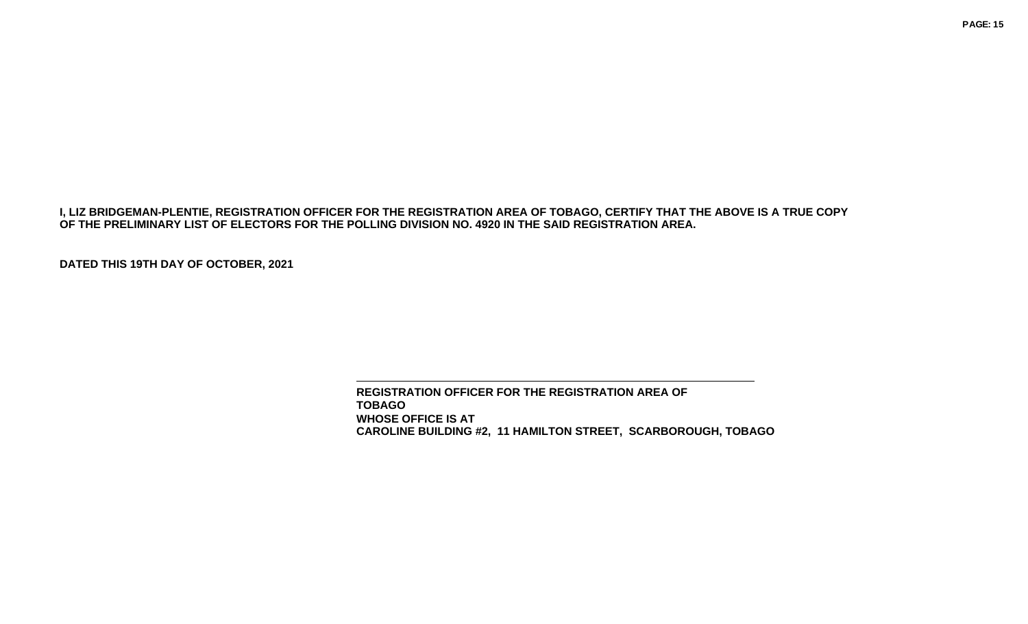**I, LIZ BRIDGEMAN-PLENTIE, REGISTRATION OFFICER FOR THE REGISTRATION AREA OF TOBAGO, CERTIFY THAT THE ABOVE IS A TRUE COPY OF THE PRELIMINARY LIST OF ELECTORS FOR THE POLLING DIVISION NO. 4920 IN THE SAID REGISTRATION AREA.**

**DATED THIS 19TH DAY OF OCTOBER, 2021**

______________________________________________

**REGISTRATION OFFICER FOR THE REGISTRATION AREA OF TOBAGO**
**WHOSE OFFICE IS AT**
**CAROLINE BUILDING #2, 11 HAMILTON STREET, SCARBOROUGH, TOBAGO**